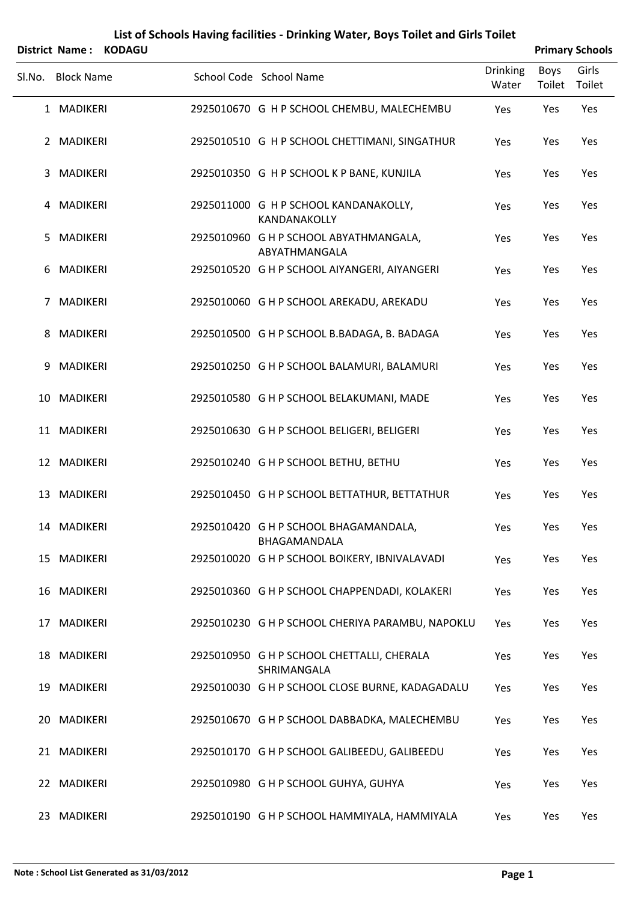# List of Schools Having facilities - Drinking Water, Boys Toilet and Girls Toilet

**District Name : KODAGU** **Primary Schools**

| Sl.No. | Block Name | School Code | School Name | Drinking Water | Boys Toilet | Girls Toilet |
|---|---|---|---|---|---|---|
| 1 | MADIKERI | 2925010670 | G H P SCHOOL CHEMBU, MALECHEMBU | Yes | Yes | Yes |
| 2 | MADIKERI | 2925010510 | G H P SCHOOL CHETTIMANI, SINGATHUR | Yes | Yes | Yes |
| 3 | MADIKERI | 2925010350 | G H P SCHOOL K P BANE, KUNJILA | Yes | Yes | Yes |
| 4 | MADIKERI | 2925011000 | G H P SCHOOL KANDANAKOLLY, KANDANAKOLLY | Yes | Yes | Yes |
| 5 | MADIKERI | 2925010960 | G H P SCHOOL ABYATHMANGALA, ABYATHMANGALA | Yes | Yes | Yes |
| 6 | MADIKERI | 2925010520 | G H P SCHOOL AIYANGERI, AIYANGERI | Yes | Yes | Yes |
| 7 | MADIKERI | 2925010060 | G H P SCHOOL AREKADU, AREKADU | Yes | Yes | Yes |
| 8 | MADIKERI | 2925010500 | G H P SCHOOL B.BADAGA, B. BADAGA | Yes | Yes | Yes |
| 9 | MADIKERI | 2925010250 | G H P SCHOOL BALAMURI, BALAMURI | Yes | Yes | Yes |
| 10 | MADIKERI | 2925010580 | G H P SCHOOL BELAKUMANI, MADE | Yes | Yes | Yes |
| 11 | MADIKERI | 2925010630 | G H P SCHOOL BELIGERI, BELIGERI | Yes | Yes | Yes |
| 12 | MADIKERI | 2925010240 | G H P SCHOOL BETHU, BETHU | Yes | Yes | Yes |
| 13 | MADIKERI | 2925010450 | G H P SCHOOL BETTATHUR, BETTATHUR | Yes | Yes | Yes |
| 14 | MADIKERI | 2925010420 | G H P SCHOOL BHAGAMANDALA, BHAGAMANDALA | Yes | Yes | Yes |
| 15 | MADIKERI | 2925010020 | G H P SCHOOL BOIKERY, IBNIVALAVADI | Yes | Yes | Yes |
| 16 | MADIKERI | 2925010360 | G H P SCHOOL CHAPPENDADI, KOLAKERI | Yes | Yes | Yes |
| 17 | MADIKERI | 2925010230 | G H P SCHOOL CHERIYA PARAMBU, NAPOKLU | Yes | Yes | Yes |
| 18 | MADIKERI | 2925010950 | G H P SCHOOL CHETTALLI, CHERALA SHRIMANGALA | Yes | Yes | Yes |
| 19 | MADIKERI | 2925010030 | G H P SCHOOL CLOSE BURNE, KADAGADALU | Yes | Yes | Yes |
| 20 | MADIKERI | 2925010670 | G H P SCHOOL DABBADKA, MALECHEMBU | Yes | Yes | Yes |
| 21 | MADIKERI | 2925010170 | G H P SCHOOL GALIBEEDU, GALIBEEDU | Yes | Yes | Yes |
| 22 | MADIKERI | 2925010980 | G H P SCHOOL GUHYA, GUHYA | Yes | Yes | Yes |
| 23 | MADIKERI | 2925010190 | G H P SCHOOL HAMMIYALA, HAMMIYALA | Yes | Yes | Yes |

**Note : School List Generated as 31/03/2012**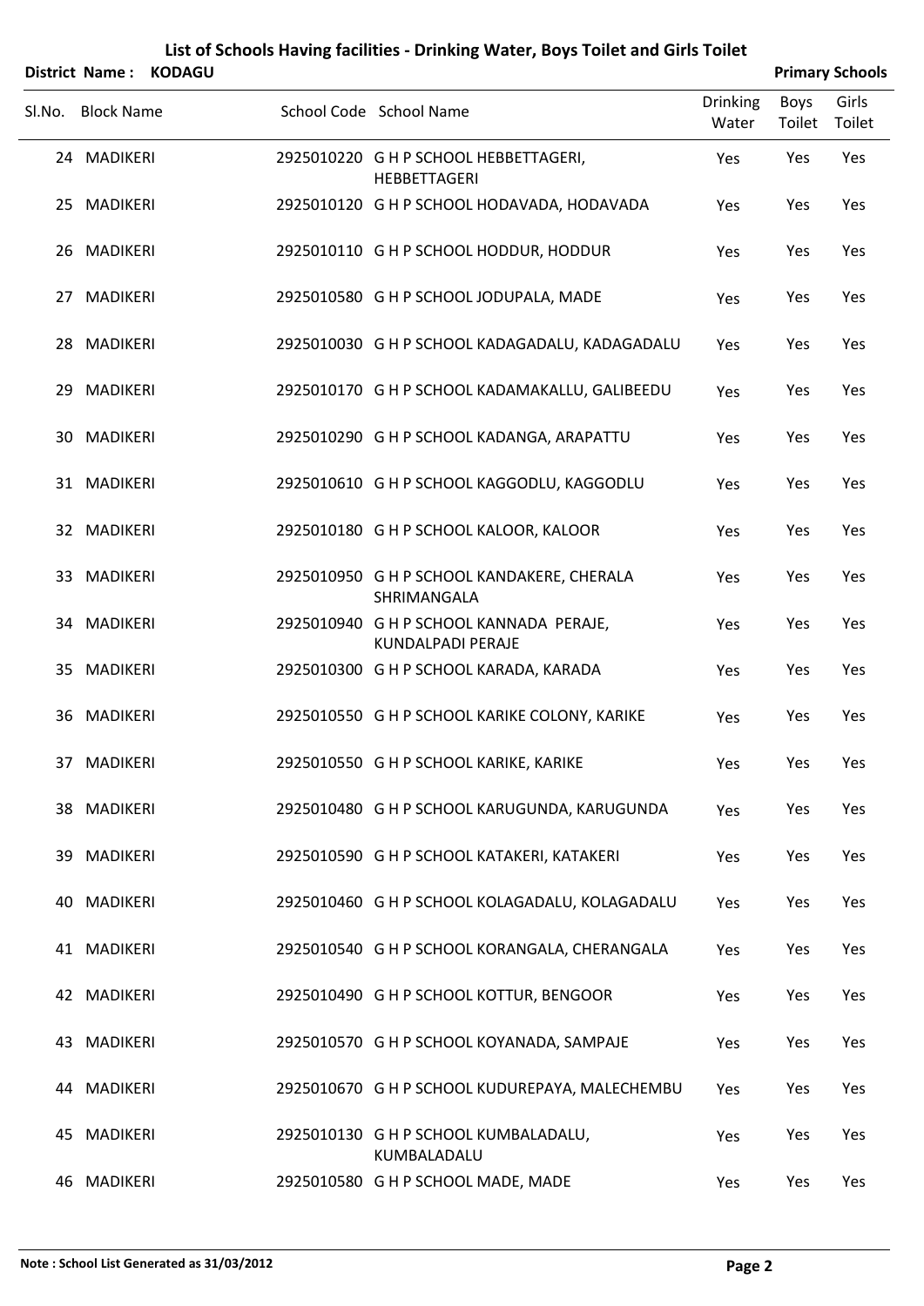# List of Schools Having facilities - Drinking Water, Boys Toilet and Girls Toilet

**District Name : KODAGU** **Primary Schools**

| Sl.No. | Block Name | School Code | School Name | Drinking Water | Boys Toilet | Girls Toilet |
|---|---|---|---|---|---|---|
| 24 | MADIKERI | 2925010220 | G H P SCHOOL HEBBETTAGERI, HEBBETTAGERI | Yes | Yes | Yes |
| 25 | MADIKERI | 2925010120 | G H P SCHOOL HODAVADA, HODAVADA | Yes | Yes | Yes |
| 26 | MADIKERI | 2925010110 | G H P SCHOOL HODDUR, HODDUR | Yes | Yes | Yes |
| 27 | MADIKERI | 2925010580 | G H P SCHOOL JODUPALA, MADE | Yes | Yes | Yes |
| 28 | MADIKERI | 2925010030 | G H P SCHOOL KADAGADALU, KADAGADALU | Yes | Yes | Yes |
| 29 | MADIKERI | 2925010170 | G H P SCHOOL KADAMAKALLU, GALIBEEDU | Yes | Yes | Yes |
| 30 | MADIKERI | 2925010290 | G H P SCHOOL KADANGA, ARAPATTU | Yes | Yes | Yes |
| 31 | MADIKERI | 2925010610 | G H P SCHOOL KAGGODLU, KAGGODLU | Yes | Yes | Yes |
| 32 | MADIKERI | 2925010180 | G H P SCHOOL KALOOR, KALOOR | Yes | Yes | Yes |
| 33 | MADIKERI | 2925010950 | G H P SCHOOL KANDAKERE, CHERALA SHRIMANGALA | Yes | Yes | Yes |
| 34 | MADIKERI | 2925010940 | G H P SCHOOL KANNADA PERAJE, KUNDALPADI PERAJE | Yes | Yes | Yes |
| 35 | MADIKERI | 2925010300 | G H P SCHOOL KARADA, KARADA | Yes | Yes | Yes |
| 36 | MADIKERI | 2925010550 | G H P SCHOOL KARIKE COLONY, KARIKE | Yes | Yes | Yes |
| 37 | MADIKERI | 2925010550 | G H P SCHOOL KARIKE, KARIKE | Yes | Yes | Yes |
| 38 | MADIKERI | 2925010480 | G H P SCHOOL KARUGUNDA, KARUGUNDA | Yes | Yes | Yes |
| 39 | MADIKERI | 2925010590 | G H P SCHOOL KATAKERI, KATAKERI | Yes | Yes | Yes |
| 40 | MADIKERI | 2925010460 | G H P SCHOOL KOLAGADALU, KOLAGADALU | Yes | Yes | Yes |
| 41 | MADIKERI | 2925010540 | G H P SCHOOL KORANGALA, CHERANGALA | Yes | Yes | Yes |
| 42 | MADIKERI | 2925010490 | G H P SCHOOL KOTTUR, BENGOOR | Yes | Yes | Yes |
| 43 | MADIKERI | 2925010570 | G H P SCHOOL KOYANADA, SAMPAJE | Yes | Yes | Yes |
| 44 | MADIKERI | 2925010670 | G H P SCHOOL KUDUREPAYA, MALECHEMBU | Yes | Yes | Yes |
| 45 | MADIKERI | 2925010130 | G H P SCHOOL KUMBALADALU, KUMBALADALU | Yes | Yes | Yes |
| 46 | MADIKERI | 2925010580 | G H P SCHOOL MADE, MADE | Yes | Yes | Yes |

**Note : School List Generated as 31/03/2012**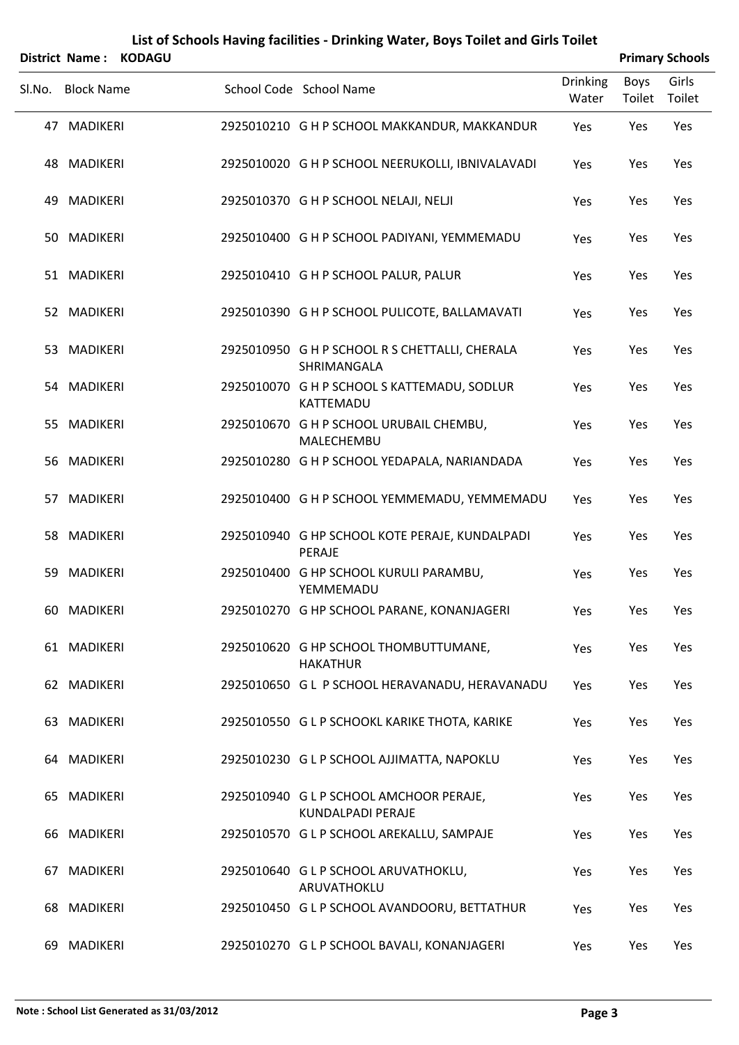# List of Schools Having facilities - Drinking Water, Boys Toilet and Girls Toilet

**District Name : KODAGU** **Primary Schools**

| Sl.No. | Block Name | School Code | School Name | Drinking Water | Boys Toilet | Girls Toilet |
|---|---|---|---|---|---|---|
| 47 | MADIKERI | 2925010210 | G H P SCHOOL MAKKANDUR, MAKKANDUR | Yes | Yes | Yes |
| 48 | MADIKERI | 2925010020 | G H P SCHOOL NEERUKOLLI, IBNIVALAVADI | Yes | Yes | Yes |
| 49 | MADIKERI | 2925010370 | G H P SCHOOL NELAJI, NELJI | Yes | Yes | Yes |
| 50 | MADIKERI | 2925010400 | G H P SCHOOL PADIYANI, YEMMEMADU | Yes | Yes | Yes |
| 51 | MADIKERI | 2925010410 | G H P SCHOOL PALUR, PALUR | Yes | Yes | Yes |
| 52 | MADIKERI | 2925010390 | G H P SCHOOL PULICOTE, BALLAMAVATI | Yes | Yes | Yes |
| 53 | MADIKERI | 2925010950 | G H P SCHOOL R S CHETTALLI, CHERALA SHRIMANGALA | Yes | Yes | Yes |
| 54 | MADIKERI | 2925010070 | G H P SCHOOL S KATTEMADU, SODLUR KATTEMADU | Yes | Yes | Yes |
| 55 | MADIKERI | 2925010670 | G H P SCHOOL URUBAIL CHEMBU, MALECHEMBU | Yes | Yes | Yes |
| 56 | MADIKERI | 2925010280 | G H P SCHOOL YEDAPALA, NARIANDADA | Yes | Yes | Yes |
| 57 | MADIKERI | 2925010400 | G H P SCHOOL YEMMEMADU, YEMMEMADU | Yes | Yes | Yes |
| 58 | MADIKERI | 2925010940 | G HP SCHOOL KOTE PERAJE, KUNDALPADI PERAJE | Yes | Yes | Yes |
| 59 | MADIKERI | 2925010400 | G HP SCHOOL KURULI PARAMBU, YEMMEMADU | Yes | Yes | Yes |
| 60 | MADIKERI | 2925010270 | G HP SCHOOL PARANE, KONANJAGERI | Yes | Yes | Yes |
| 61 | MADIKERI | 2925010620 | G HP SCHOOL THOMBUTTUMANE, HAKATHUR | Yes | Yes | Yes |
| 62 | MADIKERI | 2925010650 | G L P SCHOOL HERAVANADU, HERAVANADU | Yes | Yes | Yes |
| 63 | MADIKERI | 2925010550 | G L P SCHOOKL KARIKE THOTA, KARIKE | Yes | Yes | Yes |
| 64 | MADIKERI | 2925010230 | G L P SCHOOL AJJIMATTA, NAPOKLU | Yes | Yes | Yes |
| 65 | MADIKERI | 2925010940 | G L P SCHOOL AMCHOOR PERAJE, KUNDALPADI PERAJE | Yes | Yes | Yes |
| 66 | MADIKERI | 2925010570 | G L P SCHOOL AREKALLU, SAMPAJE | Yes | Yes | Yes |
| 67 | MADIKERI | 2925010640 | G L P SCHOOL ARUVATHOKLU, ARUVATHOKLU | Yes | Yes | Yes |
| 68 | MADIKERI | 2925010450 | G L P SCHOOL AVANDOORU, BETTATHUR | Yes | Yes | Yes |
| 69 | MADIKERI | 2925010270 | G L P SCHOOL BAVALI, KONANJAGERI | Yes | Yes | Yes |

**Note : School List Generated as 31/03/2012**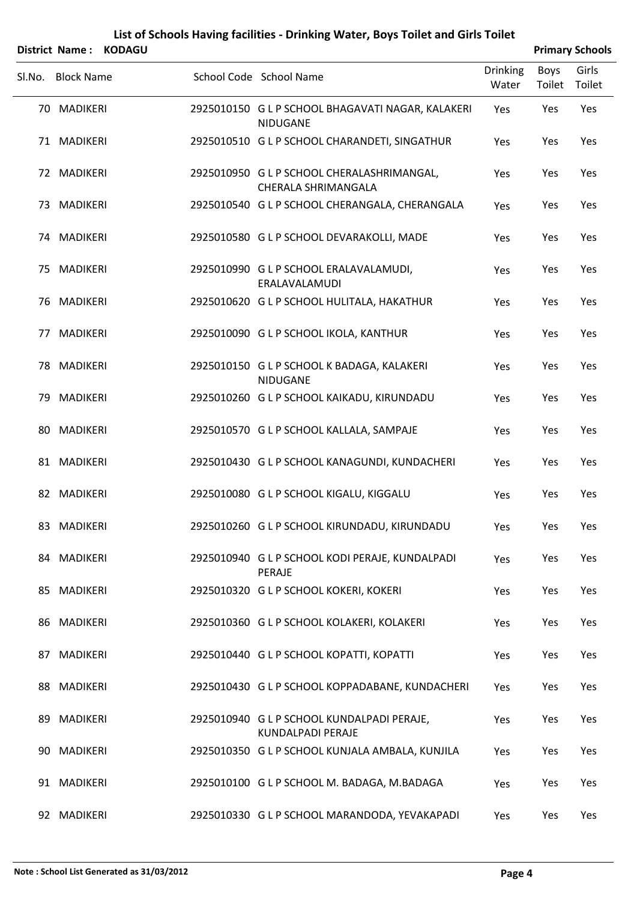# List of Schools Having facilities - Drinking Water, Boys Toilet and Girls Toilet

**District Name : KODAGU** **Primary Schools**

| Sl.No. | Block Name | School Code | School Name | Drinking Water | Boys Toilet | Girls Toilet |
|---|---|---|---|---|---|---|
| 70 | MADIKERI | 2925010150 | G L P SCHOOL BHAGAVATI NAGAR, KALAKERI NIDUGANE | Yes | Yes | Yes |
| 71 | MADIKERI | 2925010510 | G L P SCHOOL CHARANDETI, SINGATHUR | Yes | Yes | Yes |
| 72 | MADIKERI | 2925010950 | G L P SCHOOL CHERALASHRIMANGAL, CHERALA SHRIMANGALA | Yes | Yes | Yes |
| 73 | MADIKERI | 2925010540 | G L P SCHOOL CHERANGALA, CHERANGALA | Yes | Yes | Yes |
| 74 | MADIKERI | 2925010580 | G L P SCHOOL DEVARAKOLLI, MADE | Yes | Yes | Yes |
| 75 | MADIKERI | 2925010990 | G L P SCHOOL ERALAVALAMUDI, ERALAVALAMUDI | Yes | Yes | Yes |
| 76 | MADIKERI | 2925010620 | G L P SCHOOL HULITALA, HAKATHUR | Yes | Yes | Yes |
| 77 | MADIKERI | 2925010090 | G L P SCHOOL IKOLA, KANTHUR | Yes | Yes | Yes |
| 78 | MADIKERI | 2925010150 | G L P SCHOOL K BADAGA, KALAKERI NIDUGANE | Yes | Yes | Yes |
| 79 | MADIKERI | 2925010260 | G L P SCHOOL KAIKADU, KIRUNDADU | Yes | Yes | Yes |
| 80 | MADIKERI | 2925010570 | G L P SCHOOL KALLALA, SAMPAJE | Yes | Yes | Yes |
| 81 | MADIKERI | 2925010430 | G L P SCHOOL KANAGUNDI, KUNDACHERI | Yes | Yes | Yes |
| 82 | MADIKERI | 2925010080 | G L P SCHOOL KIGALU, KIGGALU | Yes | Yes | Yes |
| 83 | MADIKERI | 2925010260 | G L P SCHOOL KIRUNDADU, KIRUNDADU | Yes | Yes | Yes |
| 84 | MADIKERI | 2925010940 | G L P SCHOOL KODI PERAJE, KUNDALPADI PERAJE | Yes | Yes | Yes |
| 85 | MADIKERI | 2925010320 | G L P SCHOOL KOKERI, KOKERI | Yes | Yes | Yes |
| 86 | MADIKERI | 2925010360 | G L P SCHOOL KOLAKERI, KOLAKERI | Yes | Yes | Yes |
| 87 | MADIKERI | 2925010440 | G L P SCHOOL KOPATTI, KOPATTI | Yes | Yes | Yes |
| 88 | MADIKERI | 2925010430 | G L P SCHOOL KOPPADABANE, KUNDACHERI | Yes | Yes | Yes |
| 89 | MADIKERI | 2925010940 | G L P SCHOOL KUNDALPADI PERAJE, KUNDALPADI PERAJE | Yes | Yes | Yes |
| 90 | MADIKERI | 2925010350 | G L P SCHOOL KUNJALA AMBALA, KUNJILA | Yes | Yes | Yes |
| 91 | MADIKERI | 2925010100 | G L P SCHOOL M. BADAGA, M.BADAGA | Yes | Yes | Yes |
| 92 | MADIKERI | 2925010330 | G L P SCHOOL MARANDODA, YEVAKAPADI | Yes | Yes | Yes |

**Note : School List Generated as 31/03/2012**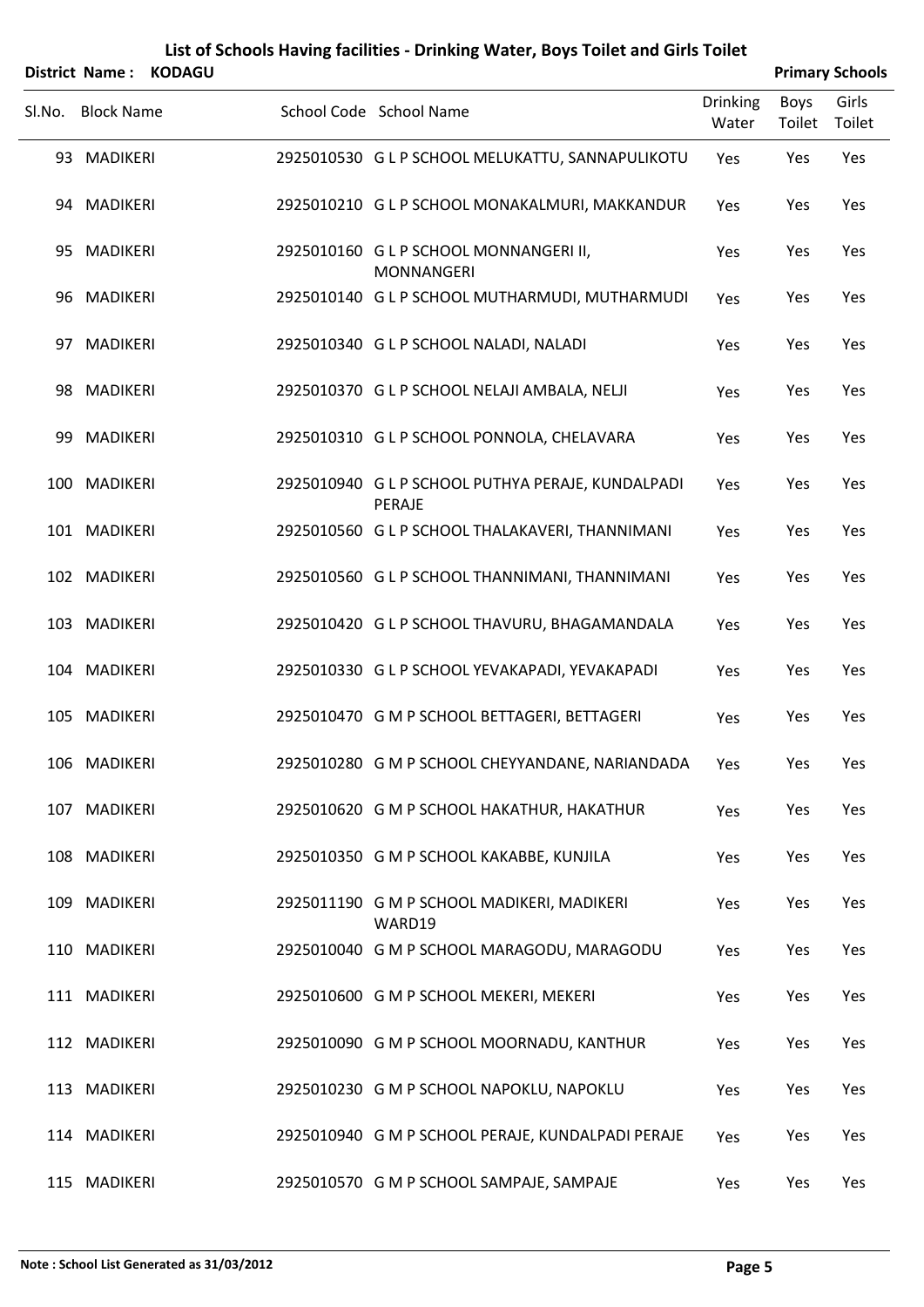# List of Schools Having facilities - Drinking Water, Boys Toilet and Girls Toilet

**District Name : KODAGU** **Primary Schools**

| Sl.No. | Block Name | School Code | School Name | Drinking Water | Boys Toilet | Girls Toilet |
|---|---|---|---|---|---|---|
| 93 | MADIKERI | 2925010530 | G L P SCHOOL MELUKATTU, SANNAPULIKOTU | Yes | Yes | Yes |
| 94 | MADIKERI | 2925010210 | G L P SCHOOL MONAKALMURI, MAKKANDUR | Yes | Yes | Yes |
| 95 | MADIKERI | 2925010160 | G L P SCHOOL MONNANGERI II, MONNANGERI | Yes | Yes | Yes |
| 96 | MADIKERI | 2925010140 | G L P SCHOOL MUTHARMUDI, MUTHARMUDI | Yes | Yes | Yes |
| 97 | MADIKERI | 2925010340 | G L P SCHOOL NALADI, NALADI | Yes | Yes | Yes |
| 98 | MADIKERI | 2925010370 | G L P SCHOOL NELAJI AMBALA, NELJI | Yes | Yes | Yes |
| 99 | MADIKERI | 2925010310 | G L P SCHOOL PONNOLA, CHELAVARA | Yes | Yes | Yes |
| 100 | MADIKERI | 2925010940 | G L P SCHOOL PUTHYA PERAJE, KUNDALPADI PERAJE | Yes | Yes | Yes |
| 101 | MADIKERI | 2925010560 | G L P SCHOOL THALAKAVERI, THANNIMANI | Yes | Yes | Yes |
| 102 | MADIKERI | 2925010560 | G L P SCHOOL THANNIMANI, THANNIMANI | Yes | Yes | Yes |
| 103 | MADIKERI | 2925010420 | G L P SCHOOL THAVURU, BHAGAMANDALA | Yes | Yes | Yes |
| 104 | MADIKERI | 2925010330 | G L P SCHOOL YEVAKAPADI, YEVAKAPADI | Yes | Yes | Yes |
| 105 | MADIKERI | 2925010470 | G M P SCHOOL BETTAGERI, BETTAGERI | Yes | Yes | Yes |
| 106 | MADIKERI | 2925010280 | G M P SCHOOL CHEYYANDANE, NARIANDADA | Yes | Yes | Yes |
| 107 | MADIKERI | 2925010620 | G M P SCHOOL HAKATHUR, HAKATHUR | Yes | Yes | Yes |
| 108 | MADIKERI | 2925010350 | G M P SCHOOL KAKABBE, KUNJILA | Yes | Yes | Yes |
| 109 | MADIKERI | 2925011190 | G M P SCHOOL MADIKERI, MADIKERI WARD19 | Yes | Yes | Yes |
| 110 | MADIKERI | 2925010040 | G M P SCHOOL MARAGODU, MARAGODU | Yes | Yes | Yes |
| 111 | MADIKERI | 2925010600 | G M P SCHOOL MEKERI, MEKERI | Yes | Yes | Yes |
| 112 | MADIKERI | 2925010090 | G M P SCHOOL MOORNADU, KANTHUR | Yes | Yes | Yes |
| 113 | MADIKERI | 2925010230 | G M P SCHOOL NAPOKLU, NAPOKLU | Yes | Yes | Yes |
| 114 | MADIKERI | 2925010940 | G M P SCHOOL PERAJE, KUNDALPADI PERAJE | Yes | Yes | Yes |
| 115 | MADIKERI | 2925010570 | G M P SCHOOL SAMPAJE, SAMPAJE | Yes | Yes | Yes |

**Note : School List Generated as 31/03/2012**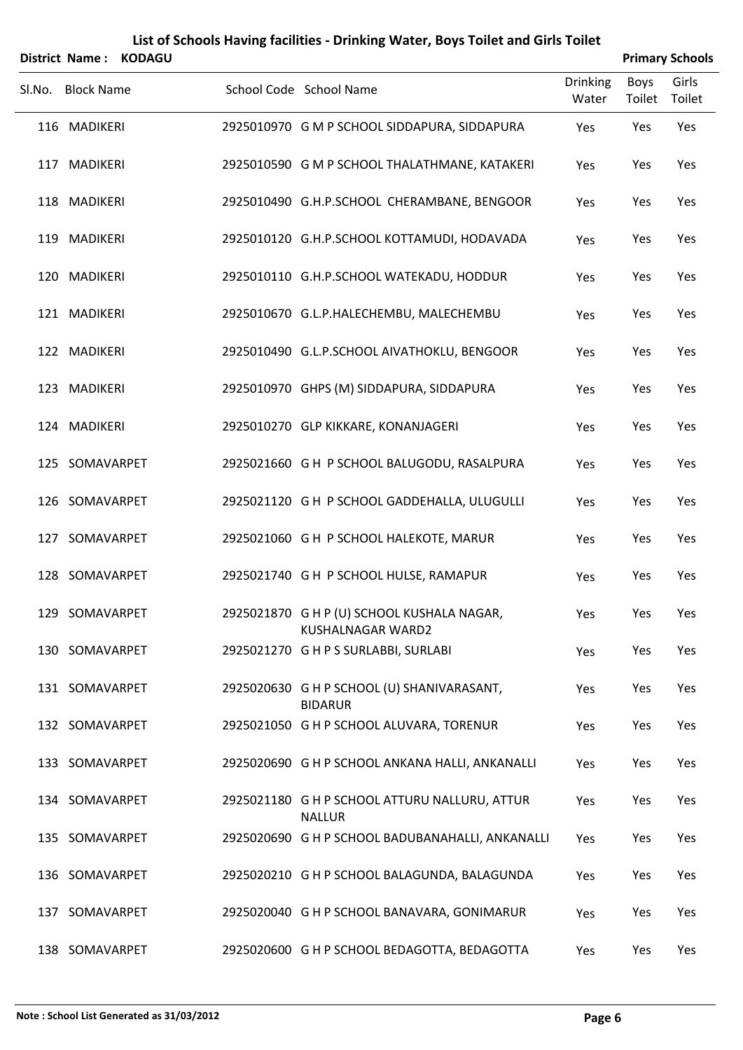# List of Schools Having facilities - Drinking Water, Boys Toilet and Girls Toilet

**District Name : KODAGU** **Primary Schools**

| Sl.No. | Block Name | School Code | School Name | Drinking Water | Boys Toilet | Girls Toilet |
|---|---|---|---|---|---|---|
| 116 | MADIKERI | 2925010970 | G M P SCHOOL SIDDAPURA, SIDDAPURA | Yes | Yes | Yes |
| 117 | MADIKERI | 2925010590 | G M P SCHOOL THALATHMANE, KATAKERI | Yes | Yes | Yes |
| 118 | MADIKERI | 2925010490 | G.H.P.SCHOOL CHERAMBANE, BENGOOR | Yes | Yes | Yes |
| 119 | MADIKERI | 2925010120 | G.H.P.SCHOOL KOTTAMUDI, HODAVADA | Yes | Yes | Yes |
| 120 | MADIKERI | 2925010110 | G.H.P.SCHOOL WATEKADU, HODDUR | Yes | Yes | Yes |
| 121 | MADIKERI | 2925010670 | G.L.P.HALECHEMBU, MALECHEMBU | Yes | Yes | Yes |
| 122 | MADIKERI | 2925010490 | G.L.P.SCHOOL AIVATHOKLU, BENGOOR | Yes | Yes | Yes |
| 123 | MADIKERI | 2925010970 | GHPS (M) SIDDAPURA, SIDDAPURA | Yes | Yes | Yes |
| 124 | MADIKERI | 2925010270 | GLP KIKKARE, KONANJAGERI | Yes | Yes | Yes |
| 125 | SOMAVARPET | 2925021660 | G H P SCHOOL BALUGODU, RASALPURA | Yes | Yes | Yes |
| 126 | SOMAVARPET | 2925021120 | G H P SCHOOL GADDEHALLA, ULUGULLI | Yes | Yes | Yes |
| 127 | SOMAVARPET | 2925021060 | G H P SCHOOL HALEKOTE, MARUR | Yes | Yes | Yes |
| 128 | SOMAVARPET | 2925021740 | G H P SCHOOL HULSE, RAMAPUR | Yes | Yes | Yes |
| 129 | SOMAVARPET | 2925021870 | G H P (U) SCHOOL KUSHALA NAGAR, KUSHALNAGAR WARD2 | Yes | Yes | Yes |
| 130 | SOMAVARPET | 2925021270 | G H P S SURLABBI, SURLABI | Yes | Yes | Yes |
| 131 | SOMAVARPET | 2925020630 | G H P SCHOOL (U) SHANIVARASANT, BIDARUR | Yes | Yes | Yes |
| 132 | SOMAVARPET | 2925021050 | G H P SCHOOL ALUVARA, TORENUR | Yes | Yes | Yes |
| 133 | SOMAVARPET | 2925020690 | G H P SCHOOL ANKANA HALLI, ANKANALLI | Yes | Yes | Yes |
| 134 | SOMAVARPET | 2925021180 | G H P SCHOOL ATTURU NALLURU, ATTUR NALLUR | Yes | Yes | Yes |
| 135 | SOMAVARPET | 2925020690 | G H P SCHOOL BADUBANAHALLI, ANKANALLI | Yes | Yes | Yes |
| 136 | SOMAVARPET | 2925020210 | G H P SCHOOL BALAGUNDA, BALAGUNDA | Yes | Yes | Yes |
| 137 | SOMAVARPET | 2925020040 | G H P SCHOOL BANAVARA, GONIMARUR | Yes | Yes | Yes |
| 138 | SOMAVARPET | 2925020600 | G H P SCHOOL BEDAGOTTA, BEDAGOTTA | Yes | Yes | Yes |

**Note : School List Generated as 31/03/2012**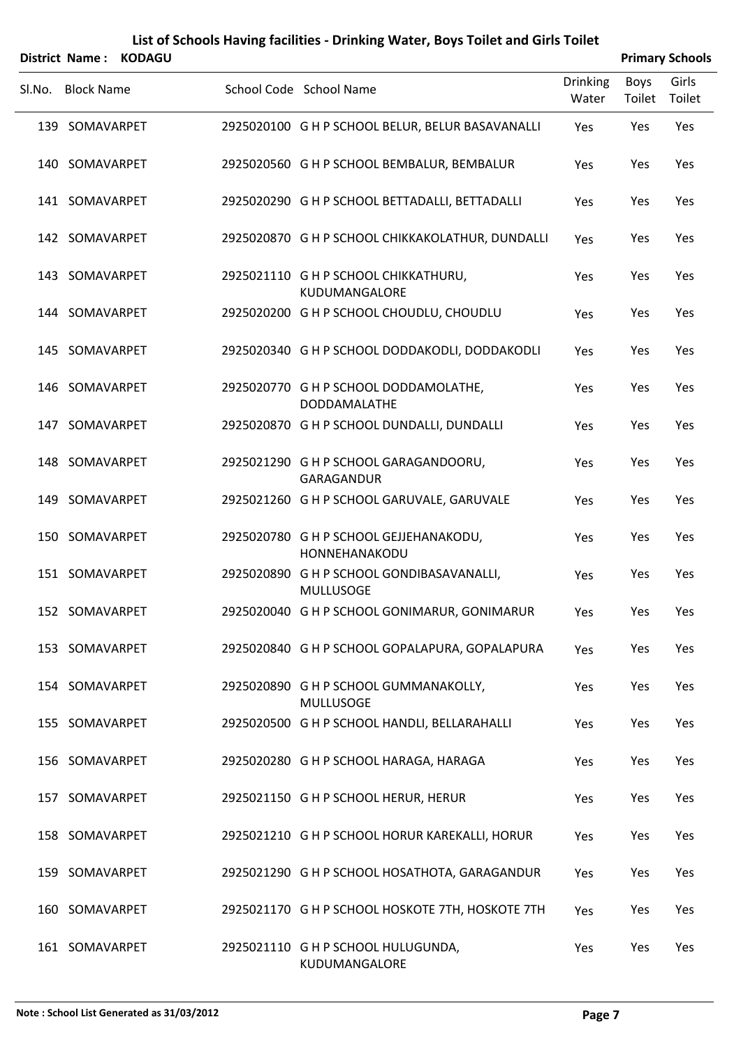# List of Schools Having facilities - Drinking Water, Boys Toilet and Girls Toilet

**District Name : KODAGU** **Primary Schools**

| Sl.No. | Block Name | School Code | School Name | Drinking Water | Boys Toilet | Girls Toilet |
|---|---|---|---|---|---|---|
| 139 | SOMAVARPET | 2925020100 | G H P SCHOOL BELUR, BELUR BASAVANALLI | Yes | Yes | Yes |
| 140 | SOMAVARPET | 2925020560 | G H P SCHOOL BEMBALUR, BEMBALUR | Yes | Yes | Yes |
| 141 | SOMAVARPET | 2925020290 | G H P SCHOOL BETTADALLI, BETTADALLI | Yes | Yes | Yes |
| 142 | SOMAVARPET | 2925020870 | G H P SCHOOL CHIKKAKOLATHUR, DUNDALLI | Yes | Yes | Yes |
| 143 | SOMAVARPET | 2925021110 | G H P SCHOOL CHIKKATHURU, KUDUMANGALORE | Yes | Yes | Yes |
| 144 | SOMAVARPET | 2925020200 | G H P SCHOOL CHOUDLU, CHOUDLU | Yes | Yes | Yes |
| 145 | SOMAVARPET | 2925020340 | G H P SCHOOL DODDAKODLI, DODDAKODLI | Yes | Yes | Yes |
| 146 | SOMAVARPET | 2925020770 | G H P SCHOOL DODDAMOLATHE, DODDAMALATHE | Yes | Yes | Yes |
| 147 | SOMAVARPET | 2925020870 | G H P SCHOOL DUNDALLI, DUNDALLI | Yes | Yes | Yes |
| 148 | SOMAVARPET | 2925021290 | G H P SCHOOL GARAGANDOORU, GARAGANDUR | Yes | Yes | Yes |
| 149 | SOMAVARPET | 2925021260 | G H P SCHOOL GARUVALE, GARUVALE | Yes | Yes | Yes |
| 150 | SOMAVARPET | 2925020780 | G H P SCHOOL GEJJEHANAKODU, HONNEHANAKODU | Yes | Yes | Yes |
| 151 | SOMAVARPET | 2925020890 | G H P SCHOOL GONDIBASAVANALLI, MULLUSOGE | Yes | Yes | Yes |
| 152 | SOMAVARPET | 2925020040 | G H P SCHOOL GONIMARUR, GONIMARUR | Yes | Yes | Yes |
| 153 | SOMAVARPET | 2925020840 | G H P SCHOOL GOPALAPURA, GOPALAPURA | Yes | Yes | Yes |
| 154 | SOMAVARPET | 2925020890 | G H P SCHOOL GUMMANAKOLLY, MULLUSOGE | Yes | Yes | Yes |
| 155 | SOMAVARPET | 2925020500 | G H P SCHOOL HANDLI, BELLARAHALLI | Yes | Yes | Yes |
| 156 | SOMAVARPET | 2925020280 | G H P SCHOOL HARAGA, HARAGA | Yes | Yes | Yes |
| 157 | SOMAVARPET | 2925021150 | G H P SCHOOL HERUR, HERUR | Yes | Yes | Yes |
| 158 | SOMAVARPET | 2925021210 | G H P SCHOOL HORUR KAREKALLI, HORUR | Yes | Yes | Yes |
| 159 | SOMAVARPET | 2925021290 | G H P SCHOOL HOSATHOTA, GARAGANDUR | Yes | Yes | Yes |
| 160 | SOMAVARPET | 2925021170 | G H P SCHOOL HOSKOTE 7TH, HOSKOTE 7TH | Yes | Yes | Yes |
| 161 | SOMAVARPET | 2925021110 | G H P SCHOOL HULUGUNDA, KUDUMANGALORE | Yes | Yes | Yes |

**Note : School List Generated as 31/03/2012**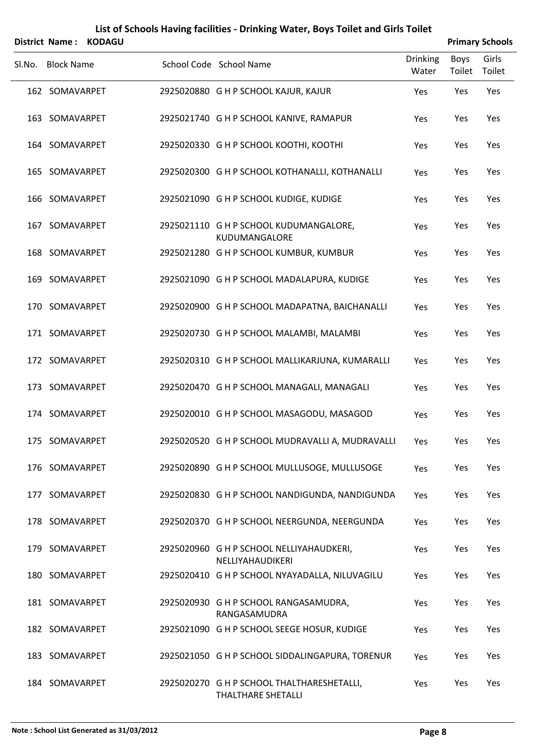# List of Schools Having facilities - Drinking Water, Boys Toilet and Girls Toilet

**District Name : KODAGU** **Primary Schools**

| Sl.No. | Block Name | School Code | School Name | Drinking Water | Boys Toilet | Girls Toilet |
|---|---|---|---|---|---|---|
| 162 | SOMAVARPET | 2925020880 | G H P SCHOOL KAJUR, KAJUR | Yes | Yes | Yes |
| 163 | SOMAVARPET | 2925021740 | G H P SCHOOL KANIVE, RAMAPUR | Yes | Yes | Yes |
| 164 | SOMAVARPET | 2925020330 | G H P SCHOOL KOOTHI, KOOTHI | Yes | Yes | Yes |
| 165 | SOMAVARPET | 2925020300 | G H P SCHOOL KOTHANALLI, KOTHANALLI | Yes | Yes | Yes |
| 166 | SOMAVARPET | 2925021090 | G H P SCHOOL KUDIGE, KUDIGE | Yes | Yes | Yes |
| 167 | SOMAVARPET | 2925021110 | G H P SCHOOL KUDUMANGALORE, KUDUMANGALORE | Yes | Yes | Yes |
| 168 | SOMAVARPET | 2925021280 | G H P SCHOOL KUMBUR, KUMBUR | Yes | Yes | Yes |
| 169 | SOMAVARPET | 2925021090 | G H P SCHOOL MADALAPURA, KUDIGE | Yes | Yes | Yes |
| 170 | SOMAVARPET | 2925020900 | G H P SCHOOL MADAPATNA, BAICHANALLI | Yes | Yes | Yes |
| 171 | SOMAVARPET | 2925020730 | G H P SCHOOL MALAMBI, MALAMBI | Yes | Yes | Yes |
| 172 | SOMAVARPET | 2925020310 | G H P SCHOOL MALLIKARJUNA, KUMARALLI | Yes | Yes | Yes |
| 173 | SOMAVARPET | 2925020470 | G H P SCHOOL MANAGALI, MANAGALI | Yes | Yes | Yes |
| 174 | SOMAVARPET | 2925020010 | G H P SCHOOL MASAGODU, MASAGOD | Yes | Yes | Yes |
| 175 | SOMAVARPET | 2925020520 | G H P SCHOOL MUDRAVALLI A, MUDRAVALLI | Yes | Yes | Yes |
| 176 | SOMAVARPET | 2925020890 | G H P SCHOOL MULLUSOGE, MULLUSOGE | Yes | Yes | Yes |
| 177 | SOMAVARPET | 2925020830 | G H P SCHOOL NANDIGUNDA, NANDIGUNDA | Yes | Yes | Yes |
| 178 | SOMAVARPET | 2925020370 | G H P SCHOOL NEERGUNDA, NEERGUNDA | Yes | Yes | Yes |
| 179 | SOMAVARPET | 2925020960 | G H P SCHOOL NELLIYAHAUDKERI, NELLIYAHAUDIKERI | Yes | Yes | Yes |
| 180 | SOMAVARPET | 2925020410 | G H P SCHOOL NYAYADALLA, NILUVAGILU | Yes | Yes | Yes |
| 181 | SOMAVARPET | 2925020930 | G H P SCHOOL RANGASAMUDRA, RANGASAMUDRA | Yes | Yes | Yes |
| 182 | SOMAVARPET | 2925021090 | G H P SCHOOL SEEGE HOSUR, KUDIGE | Yes | Yes | Yes |
| 183 | SOMAVARPET | 2925021050 | G H P SCHOOL SIDDALINGAPURA, TORENUR | Yes | Yes | Yes |
| 184 | SOMAVARPET | 2925020270 | G H P SCHOOL THALTHARESHETALLI, THALTHARE SHETALLI | Yes | Yes | Yes |

**Note : School List Generated as 31/03/2012**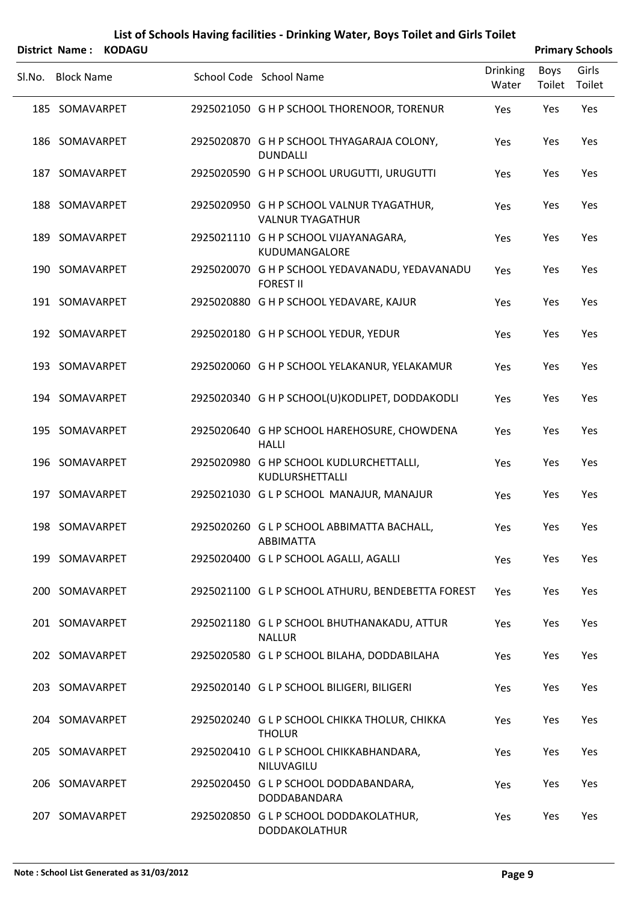# List of Schools Having facilities - Drinking Water, Boys Toilet and Girls Toilet

**District Name : KODAGU** **Primary Schools**

| Sl.No. | Block Name | School Code | School Name | Drinking Water | Boys Toilet | Girls Toilet |
|---|---|---|---|---|---|---|
| 185 | SOMAVARPET | 2925021050 | G H P SCHOOL THORENOOR, TORENUR | Yes | Yes | Yes |
| 186 | SOMAVARPET | 2925020870 | G H P SCHOOL THYAGARAJA COLONY, DUNDALLI | Yes | Yes | Yes |
| 187 | SOMAVARPET | 2925020590 | G H P SCHOOL URUGUTTI, URUGUTTI | Yes | Yes | Yes |
| 188 | SOMAVARPET | 2925020950 | G H P SCHOOL VALNUR TYAGATHUR, VALNUR TYAGATHUR | Yes | Yes | Yes |
| 189 | SOMAVARPET | 2925021110 | G H P SCHOOL VIJAYANAGARA, KUDUMANGALORE | Yes | Yes | Yes |
| 190 | SOMAVARPET | 2925020070 | G H P SCHOOL YEDAVANADU, YEDAVANADU FOREST II | Yes | Yes | Yes |
| 191 | SOMAVARPET | 2925020880 | G H P SCHOOL YEDAVARE, KAJUR | Yes | Yes | Yes |
| 192 | SOMAVARPET | 2925020180 | G H P SCHOOL YEDUR, YEDUR | Yes | Yes | Yes |
| 193 | SOMAVARPET | 2925020060 | G H P SCHOOL YELAKANUR, YELAKAMUR | Yes | Yes | Yes |
| 194 | SOMAVARPET | 2925020340 | G H P SCHOOL(U)KODLIPET, DODDAKODLI | Yes | Yes | Yes |
| 195 | SOMAVARPET | 2925020640 | G HP SCHOOL HAREHOSURE, CHOWDENA HALLI | Yes | Yes | Yes |
| 196 | SOMAVARPET | 2925020980 | G HP SCHOOL KUDLURCHETTALLI, KUDLURSHETTALLI | Yes | Yes | Yes |
| 197 | SOMAVARPET | 2925021030 | G L P SCHOOL MANAJUR, MANAJUR | Yes | Yes | Yes |
| 198 | SOMAVARPET | 2925020260 | G L P SCHOOL ABBIMATTA BACHALL, ABBIMATTA | Yes | Yes | Yes |
| 199 | SOMAVARPET | 2925020400 | G L P SCHOOL AGALLI, AGALLI | Yes | Yes | Yes |
| 200 | SOMAVARPET | 2925021100 | G L P SCHOOL ATHURU, BENDEBETTA FOREST | Yes | Yes | Yes |
| 201 | SOMAVARPET | 2925021180 | G L P SCHOOL BHUTHANAKADU, ATTUR NALLUR | Yes | Yes | Yes |
| 202 | SOMAVARPET | 2925020580 | G L P SCHOOL BILAHA, DODDABILAHA | Yes | Yes | Yes |
| 203 | SOMAVARPET | 2925020140 | G L P SCHOOL BILIGERI, BILIGERI | Yes | Yes | Yes |
| 204 | SOMAVARPET | 2925020240 | G L P SCHOOL CHIKKA THOLUR, CHIKKA THOLUR | Yes | Yes | Yes |
| 205 | SOMAVARPET | 2925020410 | G L P SCHOOL CHIKKABHANDARA, NILUVAGILU | Yes | Yes | Yes |
| 206 | SOMAVARPET | 2925020450 | G L P SCHOOL DODDABANDARA, DODDABANDARA | Yes | Yes | Yes |
| 207 | SOMAVARPET | 2925020850 | G L P SCHOOL DODDAKOLATHUR, DODDAKOLATHUR | Yes | Yes | Yes |

**Note : School List Generated as 31/03/2012**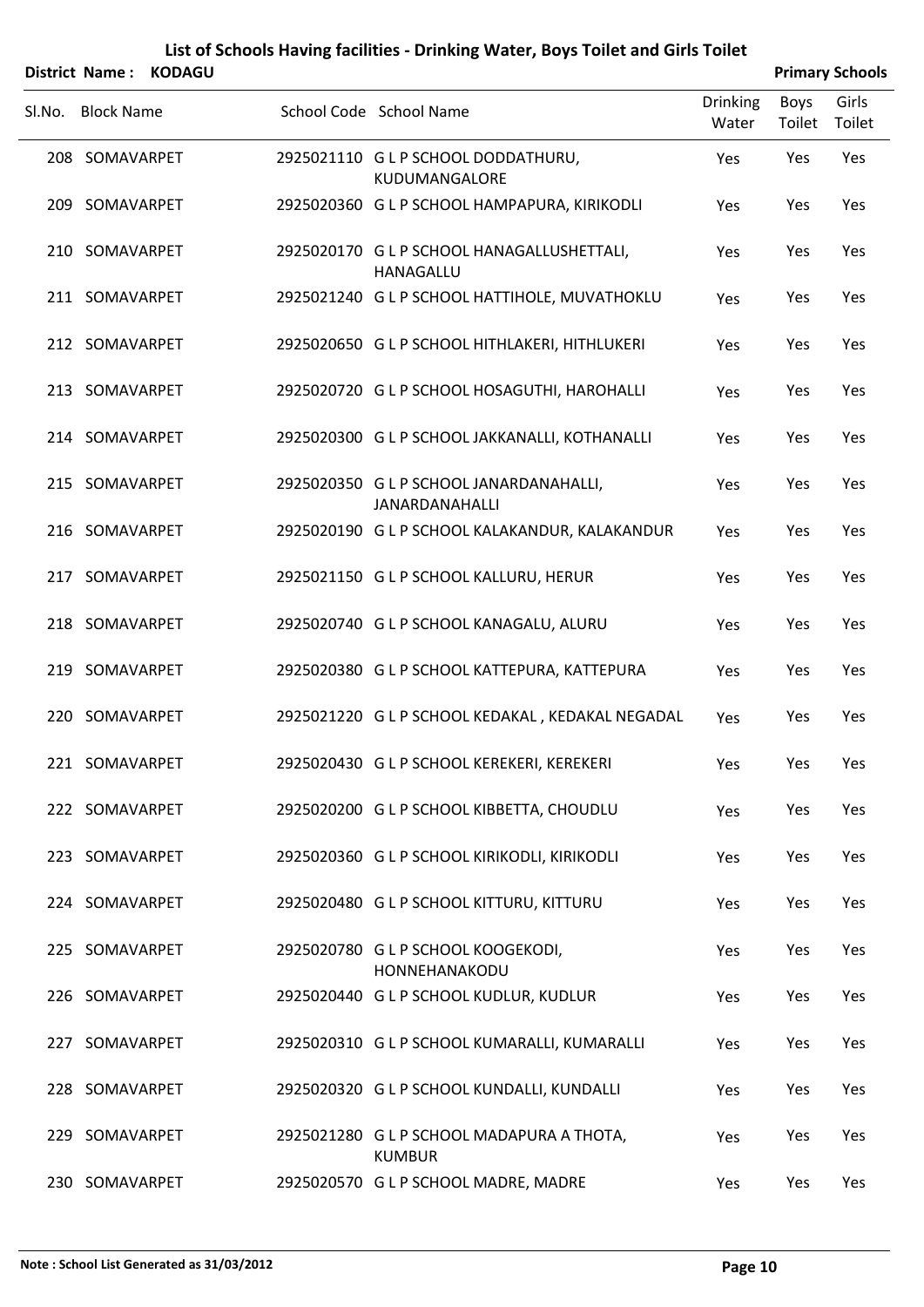# List of Schools Having facilities - Drinking Water, Boys Toilet and Girls Toilet

**District Name : KODAGU** — **Primary Schools**

| Sl.No. | Block Name | School Code | School Name | Drinking Water | Boys Toilet | Girls Toilet |
|---|---|---|---|---|---|---|
| 208 | SOMAVARPET | 2925021110 | G L P SCHOOL DODDATHURU, KUDUMANGALORE | Yes | Yes | Yes |
| 209 | SOMAVARPET | 2925020360 | G L P SCHOOL HAMPAPURA, KIRIKODLI | Yes | Yes | Yes |
| 210 | SOMAVARPET | 2925020170 | G L P SCHOOL HANAGALLUSHETTALI, HANAGALLU | Yes | Yes | Yes |
| 211 | SOMAVARPET | 2925021240 | G L P SCHOOL HATTIHOLE, MUVATHOKLU | Yes | Yes | Yes |
| 212 | SOMAVARPET | 2925020650 | G L P SCHOOL HITHLAKERI, HITHLUKERI | Yes | Yes | Yes |
| 213 | SOMAVARPET | 2925020720 | G L P SCHOOL HOSAGUTHI, HAROHALLI | Yes | Yes | Yes |
| 214 | SOMAVARPET | 2925020300 | G L P SCHOOL JAKKANALLI, KOTHANALLI | Yes | Yes | Yes |
| 215 | SOMAVARPET | 2925020350 | G L P SCHOOL JANARDANAHALLI, JANARDANAHALLI | Yes | Yes | Yes |
| 216 | SOMAVARPET | 2925020190 | G L P SCHOOL KALAKANDUR, KALAKANDUR | Yes | Yes | Yes |
| 217 | SOMAVARPET | 2925021150 | G L P SCHOOL KALLURU, HERUR | Yes | Yes | Yes |
| 218 | SOMAVARPET | 2925020740 | G L P SCHOOL KANAGALU, ALURU | Yes | Yes | Yes |
| 219 | SOMAVARPET | 2925020380 | G L P SCHOOL KATTEPURA, KATTEPURA | Yes | Yes | Yes |
| 220 | SOMAVARPET | 2925021220 | G L P SCHOOL KEDAKAL , KEDAKAL NEGADAL | Yes | Yes | Yes |
| 221 | SOMAVARPET | 2925020430 | G L P SCHOOL KEREKERI, KEREKERI | Yes | Yes | Yes |
| 222 | SOMAVARPET | 2925020200 | G L P SCHOOL KIBBETTA, CHOUDLU | Yes | Yes | Yes |
| 223 | SOMAVARPET | 2925020360 | G L P SCHOOL KIRIKODLI, KIRIKODLI | Yes | Yes | Yes |
| 224 | SOMAVARPET | 2925020480 | G L P SCHOOL KITTURU, KITTURU | Yes | Yes | Yes |
| 225 | SOMAVARPET | 2925020780 | G L P SCHOOL KOOGEKODI, HONNEHANAKODU | Yes | Yes | Yes |
| 226 | SOMAVARPET | 2925020440 | G L P SCHOOL KUDLUR, KUDLUR | Yes | Yes | Yes |
| 227 | SOMAVARPET | 2925020310 | G L P SCHOOL KUMARALLI, KUMARALLI | Yes | Yes | Yes |
| 228 | SOMAVARPET | 2925020320 | G L P SCHOOL KUNDALLI, KUNDALLI | Yes | Yes | Yes |
| 229 | SOMAVARPET | 2925021280 | G L P SCHOOL MADAPURA A THOTA, KUMBUR | Yes | Yes | Yes |
| 230 | SOMAVARPET | 2925020570 | G L P SCHOOL MADRE, MADRE | Yes | Yes | Yes |

**Note : School List Generated as 31/03/2012**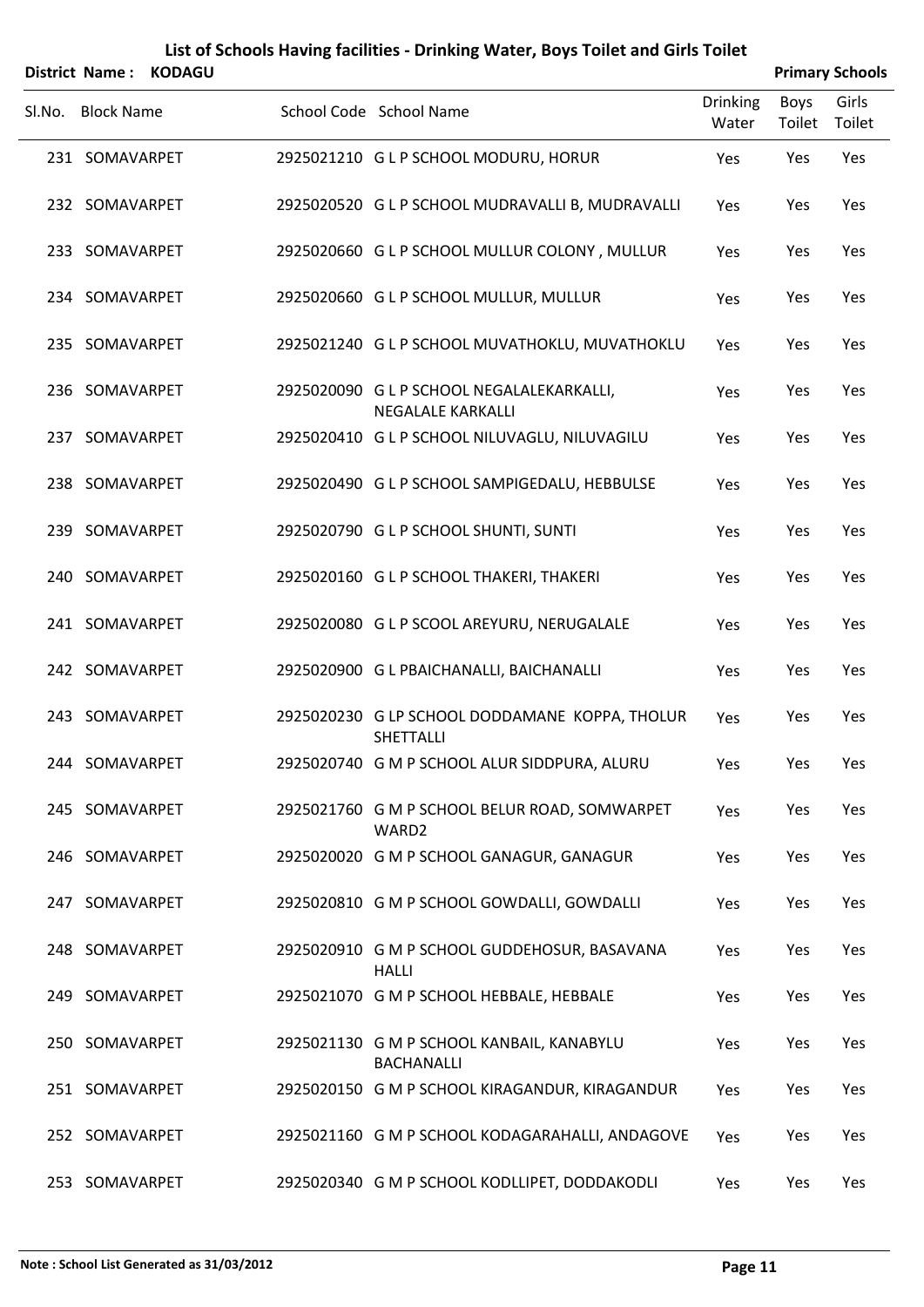# List of Schools Having facilities - Drinking Water, Boys Toilet and Girls Toilet

**District Name : KODAGU** **Primary Schools**

| Sl.No. | Block Name | School Code | School Name | Drinking Water | Boys Toilet | Girls Toilet |
|---|---|---|---|---|---|---|
| 231 | SOMAVARPET | 2925021210 | G L P SCHOOL MODURU, HORUR | Yes | Yes | Yes |
| 232 | SOMAVARPET | 2925020520 | G L P SCHOOL MUDRAVALLI B, MUDRAVALLI | Yes | Yes | Yes |
| 233 | SOMAVARPET | 2925020660 | G L P SCHOOL MULLUR COLONY , MULLUR | Yes | Yes | Yes |
| 234 | SOMAVARPET | 2925020660 | G L P SCHOOL MULLUR, MULLUR | Yes | Yes | Yes |
| 235 | SOMAVARPET | 2925021240 | G L P SCHOOL MUVATHOKLU, MUVATHOKLU | Yes | Yes | Yes |
| 236 | SOMAVARPET | 2925020090 | G L P SCHOOL NEGALALEKARKALLI, NEGALALE KARKALLI | Yes | Yes | Yes |
| 237 | SOMAVARPET | 2925020410 | G L P SCHOOL NILUVAGLU, NILUVAGILU | Yes | Yes | Yes |
| 238 | SOMAVARPET | 2925020490 | G L P SCHOOL SAMPIGEDALU, HEBBULSE | Yes | Yes | Yes |
| 239 | SOMAVARPET | 2925020790 | G L P SCHOOL SHUNTI, SUNTI | Yes | Yes | Yes |
| 240 | SOMAVARPET | 2925020160 | G L P SCHOOL THAKERI, THAKERI | Yes | Yes | Yes |
| 241 | SOMAVARPET | 2925020080 | G L P SCOOL AREYURU, NERUGALALE | Yes | Yes | Yes |
| 242 | SOMAVARPET | 2925020900 | G L PBAICHANALLI, BAICHANALLI | Yes | Yes | Yes |
| 243 | SOMAVARPET | 2925020230 | G LP SCHOOL DODDAMANE KOPPA, THOLUR SHETTALLI | Yes | Yes | Yes |
| 244 | SOMAVARPET | 2925020740 | G M P SCHOOL ALUR SIDDPURA, ALURU | Yes | Yes | Yes |
| 245 | SOMAVARPET | 2925021760 | G M P SCHOOL BELUR ROAD, SOMWARPET WARD2 | Yes | Yes | Yes |
| 246 | SOMAVARPET | 2925020020 | G M P SCHOOL GANAGUR, GANAGUR | Yes | Yes | Yes |
| 247 | SOMAVARPET | 2925020810 | G M P SCHOOL GOWDALLI, GOWDALLI | Yes | Yes | Yes |
| 248 | SOMAVARPET | 2925020910 | G M P SCHOOL GUDDEHOSUR, BASAVANA HALLI | Yes | Yes | Yes |
| 249 | SOMAVARPET | 2925021070 | G M P SCHOOL HEBBALE, HEBBALE | Yes | Yes | Yes |
| 250 | SOMAVARPET | 2925021130 | G M P SCHOOL KANBAIL, KANABYLU BACHANALLI | Yes | Yes | Yes |
| 251 | SOMAVARPET | 2925020150 | G M P SCHOOL KIRAGANDUR, KIRAGANDUR | Yes | Yes | Yes |
| 252 | SOMAVARPET | 2925021160 | G M P SCHOOL KODAGARAHALLI, ANDAGOVE | Yes | Yes | Yes |
| 253 | SOMAVARPET | 2925020340 | G M P SCHOOL KODLLIPET, DODDAKODLI | Yes | Yes | Yes |

**Note : School List Generated as 31/03/2012**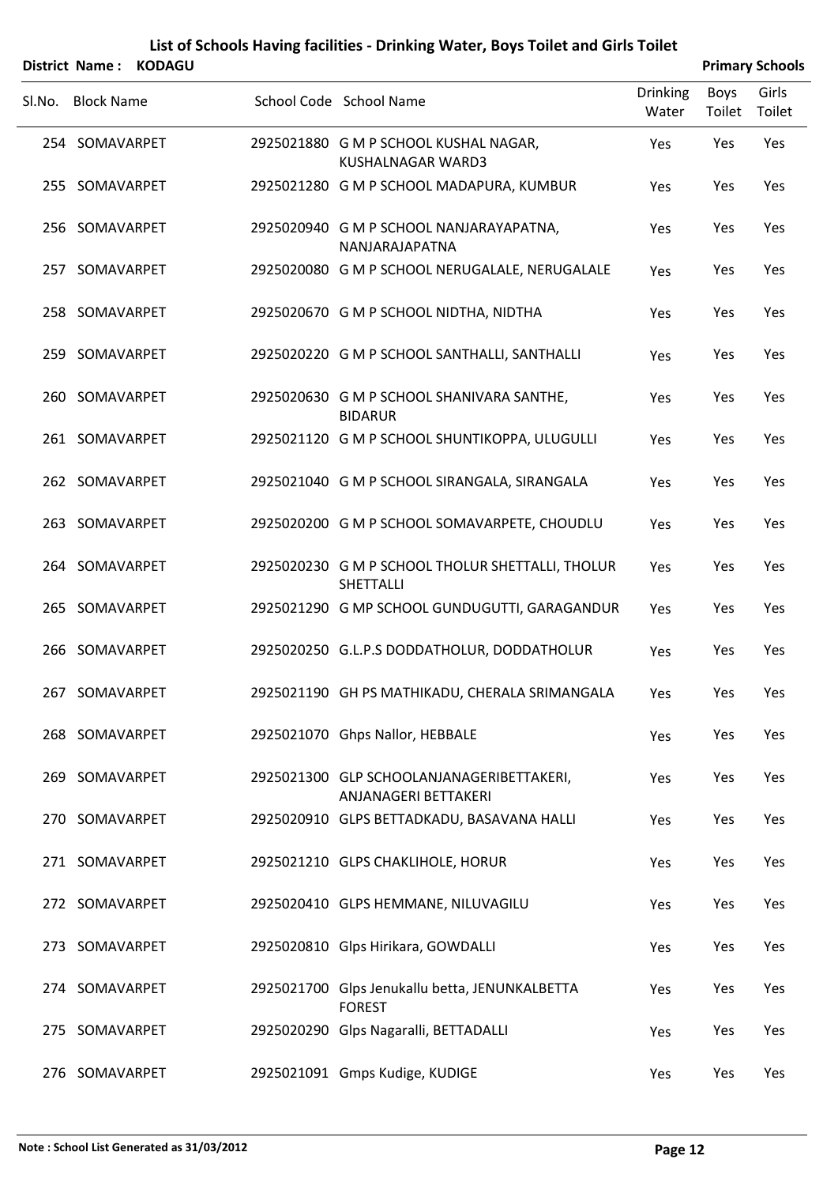# List of Schools Having facilities - Drinking Water, Boys Toilet and Girls Toilet

**District Name : KODAGU** **Primary Schools**

| Sl.No. | Block Name | School Code | School Name | Drinking Water | Boys Toilet | Girls Toilet |
|---|---|---|---|---|---|---|
| 254 | SOMAVARPET | 2925021880 | G M P SCHOOL KUSHAL NAGAR, KUSHALNAGAR WARD3 | Yes | Yes | Yes |
| 255 | SOMAVARPET | 2925021280 | G M P SCHOOL MADAPURA, KUMBUR | Yes | Yes | Yes |
| 256 | SOMAVARPET | 2925020940 | G M P SCHOOL NANJARAYAPATNA, NANJARAJAPATNA | Yes | Yes | Yes |
| 257 | SOMAVARPET | 2925020080 | G M P SCHOOL NERUGALALE, NERUGALALE | Yes | Yes | Yes |
| 258 | SOMAVARPET | 2925020670 | G M P SCHOOL NIDTHA, NIDTHA | Yes | Yes | Yes |
| 259 | SOMAVARPET | 2925020220 | G M P SCHOOL SANTHALLI, SANTHALLI | Yes | Yes | Yes |
| 260 | SOMAVARPET | 2925020630 | G M P SCHOOL SHANIVARA SANTHE, BIDARUR | Yes | Yes | Yes |
| 261 | SOMAVARPET | 2925021120 | G M P SCHOOL SHUNTIKOPPA, ULUGULLI | Yes | Yes | Yes |
| 262 | SOMAVARPET | 2925021040 | G M P SCHOOL SIRANGALA, SIRANGALA | Yes | Yes | Yes |
| 263 | SOMAVARPET | 2925020200 | G M P SCHOOL SOMAVARPETE, CHOUDLU | Yes | Yes | Yes |
| 264 | SOMAVARPET | 2925020230 | G M P SCHOOL THOLUR SHETTALLI, THOLUR SHETTALLI | Yes | Yes | Yes |
| 265 | SOMAVARPET | 2925021290 | G MP SCHOOL GUNDUGUTTI, GARAGANDUR | Yes | Yes | Yes |
| 266 | SOMAVARPET | 2925020250 | G.L.P.S DODDATHOLUR, DODDATHOLUR | Yes | Yes | Yes |
| 267 | SOMAVARPET | 2925021190 | GH PS MATHIKADU, CHERALA SRIMANGALA | Yes | Yes | Yes |
| 268 | SOMAVARPET | 2925021070 | Ghps Nallor, HEBBALE | Yes | Yes | Yes |
| 269 | SOMAVARPET | 2925021300 | GLP SCHOOLANJANAGERIBETTAKERI, ANJANAGERI BETTAKERI | Yes | Yes | Yes |
| 270 | SOMAVARPET | 2925020910 | GLPS BETTADKADU, BASAVANA HALLI | Yes | Yes | Yes |
| 271 | SOMAVARPET | 2925021210 | GLPS CHAKLIHOLE, HORUR | Yes | Yes | Yes |
| 272 | SOMAVARPET | 2925020410 | GLPS HEMMANE, NILUVAGILU | Yes | Yes | Yes |
| 273 | SOMAVARPET | 2925020810 | Glps Hirikara, GOWDALLI | Yes | Yes | Yes |
| 274 | SOMAVARPET | 2925021700 | Glps Jenukallu betta, JENUNKALBETTA FOREST | Yes | Yes | Yes |
| 275 | SOMAVARPET | 2925020290 | Glps Nagaralli, BETTADALLI | Yes | Yes | Yes |
| 276 | SOMAVARPET | 2925021091 | Gmps Kudige, KUDIGE | Yes | Yes | Yes |

**Note : School List Generated as 31/03/2012**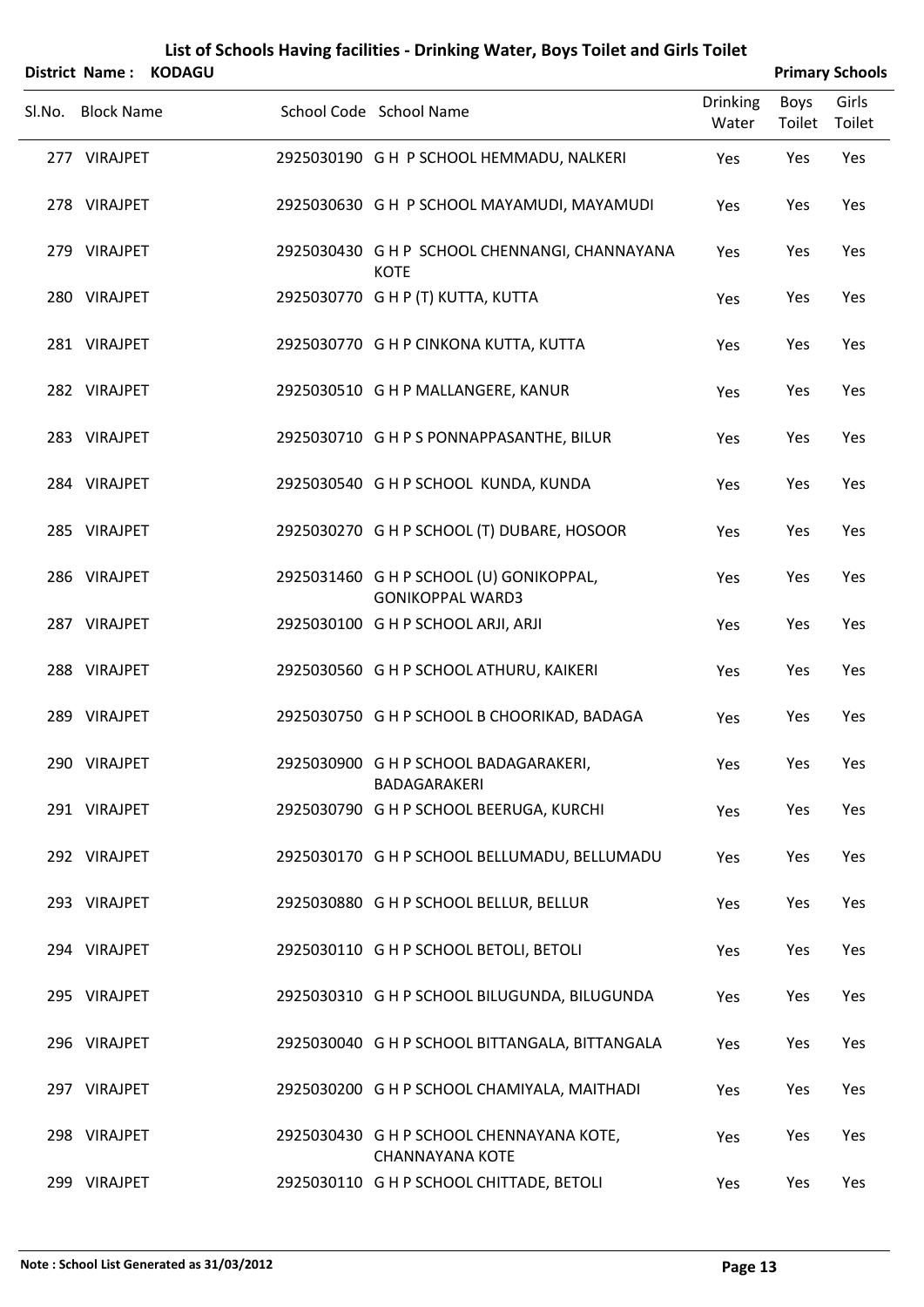# List of Schools Having facilities - Drinking Water, Boys Toilet and Girls Toilet

**District Name : KODAGU** **Primary Schools**

| Sl.No. | Block Name | School Code | School Name | Drinking Water | Boys Toilet | Girls Toilet |
|---|---|---|---|---|---|---|
| 277 | VIRAJPET | 2925030190 | G H P SCHOOL HEMMADU, NALKERI | Yes | Yes | Yes |
| 278 | VIRAJPET | 2925030630 | G H P SCHOOL MAYAMUDI, MAYAMUDI | Yes | Yes | Yes |
| 279 | VIRAJPET | 2925030430 | G H P SCHOOL CHENNANGI, CHANNAYANA KOTE | Yes | Yes | Yes |
| 280 | VIRAJPET | 2925030770 | G H P (T) KUTTA, KUTTA | Yes | Yes | Yes |
| 281 | VIRAJPET | 2925030770 | G H P CINKONA KUTTA, KUTTA | Yes | Yes | Yes |
| 282 | VIRAJPET | 2925030510 | G H P MALLANGERE, KANUR | Yes | Yes | Yes |
| 283 | VIRAJPET | 2925030710 | G H P S PONNAPPASANTHE, BILUR | Yes | Yes | Yes |
| 284 | VIRAJPET | 2925030540 | G H P SCHOOL KUNDA, KUNDA | Yes | Yes | Yes |
| 285 | VIRAJPET | 2925030270 | G H P SCHOOL (T) DUBARE, HOSOOR | Yes | Yes | Yes |
| 286 | VIRAJPET | 2925031460 | G H P SCHOOL (U) GONIKOPPAL, GONIKOPPAL WARD3 | Yes | Yes | Yes |
| 287 | VIRAJPET | 2925030100 | G H P SCHOOL ARJI, ARJI | Yes | Yes | Yes |
| 288 | VIRAJPET | 2925030560 | G H P SCHOOL ATHURU, KAIKERI | Yes | Yes | Yes |
| 289 | VIRAJPET | 2925030750 | G H P SCHOOL B CHOORIKAD, BADAGA | Yes | Yes | Yes |
| 290 | VIRAJPET | 2925030900 | G H P SCHOOL BADAGARAKERI, BADAGARAKERI | Yes | Yes | Yes |
| 291 | VIRAJPET | 2925030790 | G H P SCHOOL BEERUGA, KURCHI | Yes | Yes | Yes |
| 292 | VIRAJPET | 2925030170 | G H P SCHOOL BELLUMADU, BELLUMADU | Yes | Yes | Yes |
| 293 | VIRAJPET | 2925030880 | G H P SCHOOL BELLUR, BELLUR | Yes | Yes | Yes |
| 294 | VIRAJPET | 2925030110 | G H P SCHOOL BETOLI, BETOLI | Yes | Yes | Yes |
| 295 | VIRAJPET | 2925030310 | G H P SCHOOL BILUGUNDA, BILUGUNDA | Yes | Yes | Yes |
| 296 | VIRAJPET | 2925030040 | G H P SCHOOL BITTANGALA, BITTANGALA | Yes | Yes | Yes |
| 297 | VIRAJPET | 2925030200 | G H P SCHOOL CHAMIYALA, MAITHADI | Yes | Yes | Yes |
| 298 | VIRAJPET | 2925030430 | G H P SCHOOL CHENNAYANA KOTE, CHANNAYANA KOTE | Yes | Yes | Yes |
| 299 | VIRAJPET | 2925030110 | G H P SCHOOL CHITTADE, BETOLI | Yes | Yes | Yes |

**Note : School List Generated as 31/03/2012**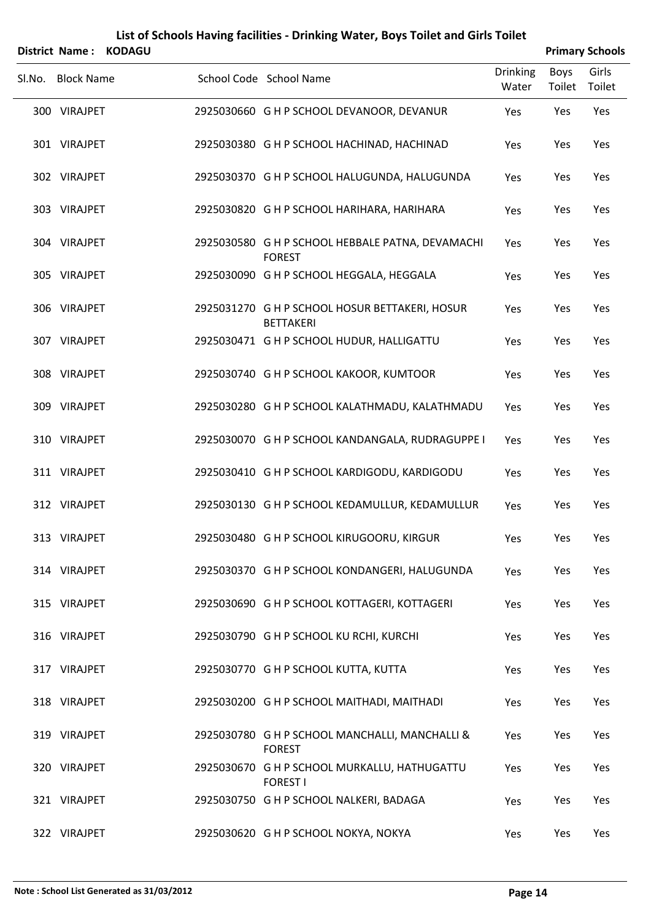# List of Schools Having facilities - Drinking Water, Boys Toilet and Girls Toilet

**District Name : KODAGU** **Primary Schools**

| Sl.No. | Block Name | School Code | School Name | Drinking Water | Boys Toilet | Girls Toilet |
|---|---|---|---|---|---|---|
| 300 | VIRAJPET | 2925030660 | G H P SCHOOL DEVANOOR, DEVANUR | Yes | Yes | Yes |
| 301 | VIRAJPET | 2925030380 | G H P SCHOOL HACHINAD, HACHINAD | Yes | Yes | Yes |
| 302 | VIRAJPET | 2925030370 | G H P SCHOOL HALUGUNDA, HALUGUNDA | Yes | Yes | Yes |
| 303 | VIRAJPET | 2925030820 | G H P SCHOOL HARIHARA, HARIHARA | Yes | Yes | Yes |
| 304 | VIRAJPET | 2925030580 | G H P SCHOOL HEBBALE PATNA, DEVAMACHI FOREST | Yes | Yes | Yes |
| 305 | VIRAJPET | 2925030090 | G H P SCHOOL HEGGALA, HEGGALA | Yes | Yes | Yes |
| 306 | VIRAJPET | 2925031270 | G H P SCHOOL HOSUR BETTAKERI, HOSUR BETTAKERI | Yes | Yes | Yes |
| 307 | VIRAJPET | 2925030471 | G H P SCHOOL HUDUR, HALLIGATTU | Yes | Yes | Yes |
| 308 | VIRAJPET | 2925030740 | G H P SCHOOL KAKOOR, KUMTOOR | Yes | Yes | Yes |
| 309 | VIRAJPET | 2925030280 | G H P SCHOOL KALATHMADU, KALATHMADU | Yes | Yes | Yes |
| 310 | VIRAJPET | 2925030070 | G H P SCHOOL KANDANGALA, RUDRAGUPPE I | Yes | Yes | Yes |
| 311 | VIRAJPET | 2925030410 | G H P SCHOOL KARDIGODU, KARDIGODU | Yes | Yes | Yes |
| 312 | VIRAJPET | 2925030130 | G H P SCHOOL KEDAMULLUR, KEDAMULLUR | Yes | Yes | Yes |
| 313 | VIRAJPET | 2925030480 | G H P SCHOOL KIRUGOORU, KIRGUR | Yes | Yes | Yes |
| 314 | VIRAJPET | 2925030370 | G H P SCHOOL KONDANGERI, HALUGUNDA | Yes | Yes | Yes |
| 315 | VIRAJPET | 2925030690 | G H P SCHOOL KOTTAGERI, KOTTAGERI | Yes | Yes | Yes |
| 316 | VIRAJPET | 2925030790 | G H P SCHOOL KU RCHI, KURCHI | Yes | Yes | Yes |
| 317 | VIRAJPET | 2925030770 | G H P SCHOOL KUTTA, KUTTA | Yes | Yes | Yes |
| 318 | VIRAJPET | 2925030200 | G H P SCHOOL MAITHADI, MAITHADI | Yes | Yes | Yes |
| 319 | VIRAJPET | 2925030780 | G H P SCHOOL MANCHALLI, MANCHALLI & FOREST | Yes | Yes | Yes |
| 320 | VIRAJPET | 2925030670 | G H P SCHOOL MURKALLU, HATHUGATTU FOREST I | Yes | Yes | Yes |
| 321 | VIRAJPET | 2925030750 | G H P SCHOOL NALKERI, BADAGA | Yes | Yes | Yes |
| 322 | VIRAJPET | 2925030620 | G H P SCHOOL NOKYA, NOKYA | Yes | Yes | Yes |

**Note : School List Generated as 31/03/2012**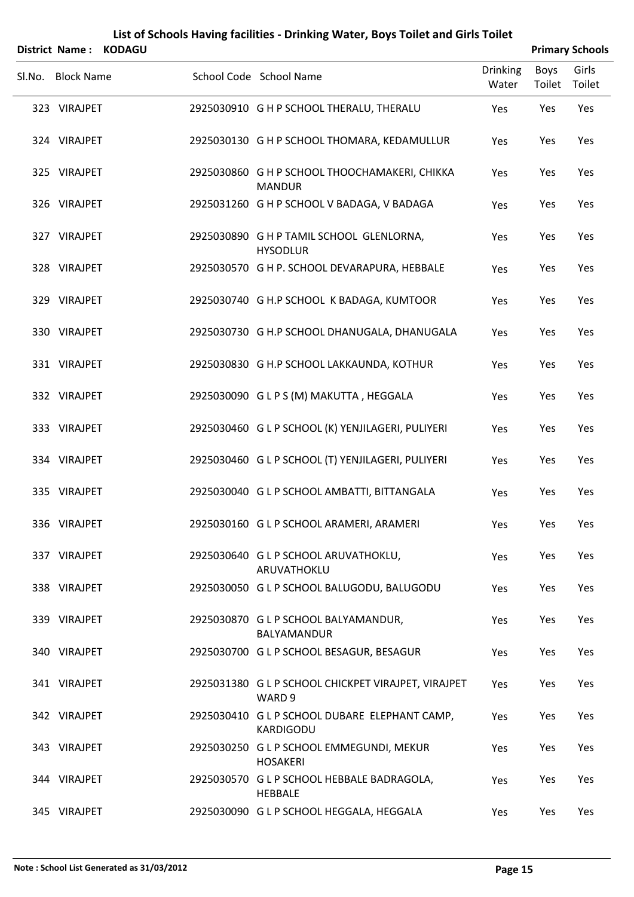# List of Schools Having facilities - Drinking Water, Boys Toilet and Girls Toilet

**District Name : KODAGU** **Primary Schools**

| Sl.No. | Block Name | School Code | School Name | Drinking Water | Boys Toilet | Girls Toilet |
|---|---|---|---|---|---|---|
| 323 | VIRAJPET | 2925030910 | G H P SCHOOL THERALU, THERALU | Yes | Yes | Yes |
| 324 | VIRAJPET | 2925030130 | G H P SCHOOL THOMARA, KEDAMULLUR | Yes | Yes | Yes |
| 325 | VIRAJPET | 2925030860 | G H P SCHOOL THOOCHAMAKERI, CHIKKA MANDUR | Yes | Yes | Yes |
| 326 | VIRAJPET | 2925031260 | G H P SCHOOL V BADAGA, V BADAGA | Yes | Yes | Yes |
| 327 | VIRAJPET | 2925030890 | G H P TAMIL SCHOOL GLENLORNA, HYSODLUR | Yes | Yes | Yes |
| 328 | VIRAJPET | 2925030570 | G H P. SCHOOL DEVARAPURA, HEBBALE | Yes | Yes | Yes |
| 329 | VIRAJPET | 2925030740 | G H.P SCHOOL K BADAGA, KUMTOOR | Yes | Yes | Yes |
| 330 | VIRAJPET | 2925030730 | G H.P SCHOOL DHANUGALA, DHANUGALA | Yes | Yes | Yes |
| 331 | VIRAJPET | 2925030830 | G H.P SCHOOL LAKKAUNDA, KOTHUR | Yes | Yes | Yes |
| 332 | VIRAJPET | 2925030090 | G L P S (M) MAKUTTA , HEGGALA | Yes | Yes | Yes |
| 333 | VIRAJPET | 2925030460 | G L P SCHOOL (K) YENJILAGERI, PULIYERI | Yes | Yes | Yes |
| 334 | VIRAJPET | 2925030460 | G L P SCHOOL (T) YENJILAGERI, PULIYERI | Yes | Yes | Yes |
| 335 | VIRAJPET | 2925030040 | G L P SCHOOL AMBATTI, BITTANGALA | Yes | Yes | Yes |
| 336 | VIRAJPET | 2925030160 | G L P SCHOOL ARAMERI, ARAMERI | Yes | Yes | Yes |
| 337 | VIRAJPET | 2925030640 | G L P SCHOOL ARUVATHOKLU, ARUVATHOKLU | Yes | Yes | Yes |
| 338 | VIRAJPET | 2925030050 | G L P SCHOOL BALUGODU, BALUGODU | Yes | Yes | Yes |
| 339 | VIRAJPET | 2925030870 | G L P SCHOOL BALYAMANDUR, BALYAMANDUR | Yes | Yes | Yes |
| 340 | VIRAJPET | 2925030700 | G L P SCHOOL BESAGUR, BESAGUR | Yes | Yes | Yes |
| 341 | VIRAJPET | 2925031380 | G L P SCHOOL CHICKPET VIRAJPET, VIRAJPET WARD 9 | Yes | Yes | Yes |
| 342 | VIRAJPET | 2925030410 | G L P SCHOOL DUBARE ELEPHANT CAMP, KARDIGODU | Yes | Yes | Yes |
| 343 | VIRAJPET | 2925030250 | G L P SCHOOL EMMEGUNDI, MEKUR HOSAKERI | Yes | Yes | Yes |
| 344 | VIRAJPET | 2925030570 | G L P SCHOOL HEBBALE BADRAGOLA, HEBBALE | Yes | Yes | Yes |
| 345 | VIRAJPET | 2925030090 | G L P SCHOOL HEGGALA, HEGGALA | Yes | Yes | Yes |

**Note : School List Generated as 31/03/2012**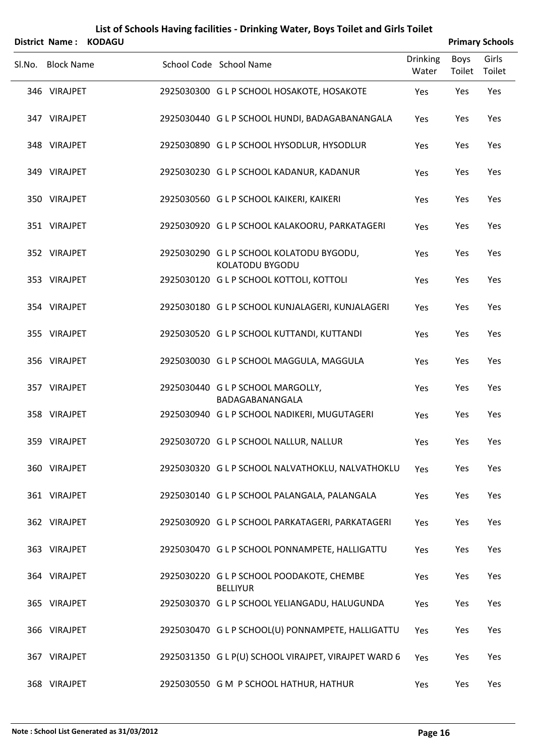# List of Schools Having facilities - Drinking Water, Boys Toilet and Girls Toilet

**District Name : KODAGU** **Primary Schools**

| Sl.No. | Block Name | School Code | School Name | Drinking Water | Boys Toilet | Girls Toilet |
|---|---|---|---|---|---|---|
| 346 | VIRAJPET | 2925030300 | G L P SCHOOL HOSAKOTE, HOSAKOTE | Yes | Yes | Yes |
| 347 | VIRAJPET | 2925030440 | G L P SCHOOL HUNDI, BADAGABANANGALA | Yes | Yes | Yes |
| 348 | VIRAJPET | 2925030890 | G L P SCHOOL HYSODLUR, HYSODLUR | Yes | Yes | Yes |
| 349 | VIRAJPET | 2925030230 | G L P SCHOOL KADANUR, KADANUR | Yes | Yes | Yes |
| 350 | VIRAJPET | 2925030560 | G L P SCHOOL KAIKERI, KAIKERI | Yes | Yes | Yes |
| 351 | VIRAJPET | 2925030920 | G L P SCHOOL KALAKOORU, PARKATAGERI | Yes | Yes | Yes |
| 352 | VIRAJPET | 2925030290 | G L P SCHOOL KOLATODU BYGODU, KOLATODU BYGODU | Yes | Yes | Yes |
| 353 | VIRAJPET | 2925030120 | G L P SCHOOL KOTTOLI, KOTTOLI | Yes | Yes | Yes |
| 354 | VIRAJPET | 2925030180 | G L P SCHOOL KUNJALAGERI, KUNJALAGERI | Yes | Yes | Yes |
| 355 | VIRAJPET | 2925030520 | G L P SCHOOL KUTTANDI, KUTTANDI | Yes | Yes | Yes |
| 356 | VIRAJPET | 2925030030 | G L P SCHOOL MAGGULA, MAGGULA | Yes | Yes | Yes |
| 357 | VIRAJPET | 2925030440 | G L P SCHOOL MARGOLLY, BADAGABANANGALA | Yes | Yes | Yes |
| 358 | VIRAJPET | 2925030940 | G L P SCHOOL NADIKERI, MUGUTAGERI | Yes | Yes | Yes |
| 359 | VIRAJPET | 2925030720 | G L P SCHOOL NALLUR, NALLUR | Yes | Yes | Yes |
| 360 | VIRAJPET | 2925030320 | G L P SCHOOL NALVATHOKLU, NALVATHOKLU | Yes | Yes | Yes |
| 361 | VIRAJPET | 2925030140 | G L P SCHOOL PALANGALA, PALANGALA | Yes | Yes | Yes |
| 362 | VIRAJPET | 2925030920 | G L P SCHOOL PARKATAGERI, PARKATAGERI | Yes | Yes | Yes |
| 363 | VIRAJPET | 2925030470 | G L P SCHOOL PONNAMPETE, HALLIGATTU | Yes | Yes | Yes |
| 364 | VIRAJPET | 2925030220 | G L P SCHOOL POODAKOTE, CHEMBE BELLIYUR | Yes | Yes | Yes |
| 365 | VIRAJPET | 2925030370 | G L P SCHOOL YELIANGADU, HALUGUNDA | Yes | Yes | Yes |
| 366 | VIRAJPET | 2925030470 | G L P SCHOOL(U) PONNAMPETE, HALLIGATTU | Yes | Yes | Yes |
| 367 | VIRAJPET | 2925031350 | G L P(U) SCHOOL VIRAJPET, VIRAJPET WARD 6 | Yes | Yes | Yes |
| 368 | VIRAJPET | 2925030550 | G M P SCHOOL HATHUR, HATHUR | Yes | Yes | Yes |

**Note : School List Generated as 31/03/2012**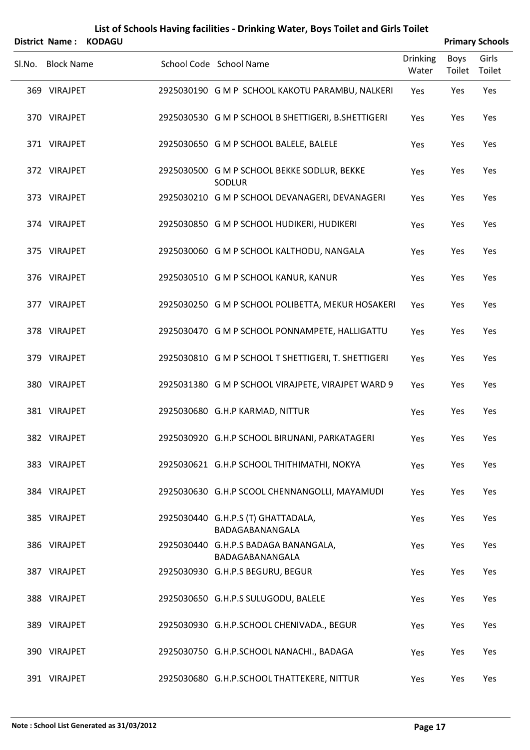# List of Schools Having facilities - Drinking Water, Boys Toilet and Girls Toilet

**District Name : KODAGU** **Primary Schools**

| Sl.No. | Block Name | School Code | School Name | Drinking Water | Boys Toilet | Girls Toilet |
|---|---|---|---|---|---|---|
| 369 | VIRAJPET | 2925030190 | G M P SCHOOL KAKOTU PARAMBU, NALKERI | Yes | Yes | Yes |
| 370 | VIRAJPET | 2925030530 | G M P SCHOOL B SHETTIGERI, B.SHETTIGERI | Yes | Yes | Yes |
| 371 | VIRAJPET | 2925030650 | G M P SCHOOL BALELE, BALELE | Yes | Yes | Yes |
| 372 | VIRAJPET | 2925030500 | G M P SCHOOL BEKKE SODLUR, BEKKE SODLUR | Yes | Yes | Yes |
| 373 | VIRAJPET | 2925030210 | G M P SCHOOL DEVANAGERI, DEVANAGERI | Yes | Yes | Yes |
| 374 | VIRAJPET | 2925030850 | G M P SCHOOL HUDIKERI, HUDIKERI | Yes | Yes | Yes |
| 375 | VIRAJPET | 2925030060 | G M P SCHOOL KALTHODU, NANGALA | Yes | Yes | Yes |
| 376 | VIRAJPET | 2925030510 | G M P SCHOOL KANUR, KANUR | Yes | Yes | Yes |
| 377 | VIRAJPET | 2925030250 | G M P SCHOOL POLIBETTA, MEKUR HOSAKERI | Yes | Yes | Yes |
| 378 | VIRAJPET | 2925030470 | G M P SCHOOL PONNAMPETE, HALLIGATTU | Yes | Yes | Yes |
| 379 | VIRAJPET | 2925030810 | G M P SCHOOL T SHETTIGERI, T. SHETTIGERI | Yes | Yes | Yes |
| 380 | VIRAJPET | 2925031380 | G M P SCHOOL VIRAJPETE, VIRAJPET WARD 9 | Yes | Yes | Yes |
| 381 | VIRAJPET | 2925030680 | G.H.P KARMAD, NITTUR | Yes | Yes | Yes |
| 382 | VIRAJPET | 2925030920 | G.H.P SCHOOL BIRUNANI, PARKATAGERI | Yes | Yes | Yes |
| 383 | VIRAJPET | 2925030621 | G.H.P SCHOOL THITHIMATHI, NOKYA | Yes | Yes | Yes |
| 384 | VIRAJPET | 2925030630 | G.H.P SCOOL CHENNANGOLLI, MAYAMUDI | Yes | Yes | Yes |
| 385 | VIRAJPET | 2925030440 | G.H.P.S (T) GHATTADALA, BADAGABANANGALA | Yes | Yes | Yes |
| 386 | VIRAJPET | 2925030440 | G.H.P.S BADAGA BANANGALA, BADAGABANANGALA | Yes | Yes | Yes |
| 387 | VIRAJPET | 2925030930 | G.H.P.S BEGURU, BEGUR | Yes | Yes | Yes |
| 388 | VIRAJPET | 2925030650 | G.H.P.S SULUGODU, BALELE | Yes | Yes | Yes |
| 389 | VIRAJPET | 2925030930 | G.H.P.SCHOOL CHENIVADA., BEGUR | Yes | Yes | Yes |
| 390 | VIRAJPET | 2925030750 | G.H.P.SCHOOL NANACHI., BADAGA | Yes | Yes | Yes |
| 391 | VIRAJPET | 2925030680 | G.H.P.SCHOOL THATTEKERE, NITTUR | Yes | Yes | Yes |

**Note : School List Generated as 31/03/2012**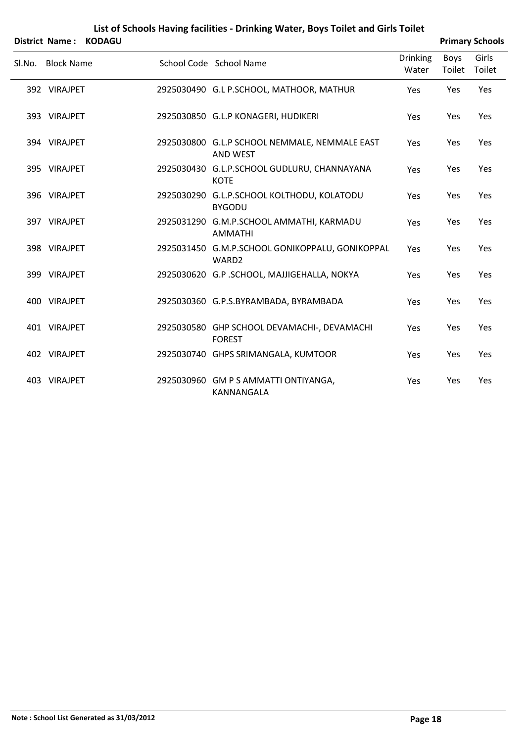# List of Schools Having facilities - Drinking Water, Boys Toilet and Girls Toilet

**District Name : KODAGU** **Primary Schools**

| Sl.No. | Block Name | School Code | School Name | Drinking Water | Boys Toilet | Girls Toilet |
|---|---|---|---|---|---|---|
| 392 | VIRAJPET | 2925030490 | G.L P.SCHOOL, MATHOOR, MATHUR | Yes | Yes | Yes |
| 393 | VIRAJPET | 2925030850 | G.L.P KONAGERI, HUDIKERI | Yes | Yes | Yes |
| 394 | VIRAJPET | 2925030800 | G.L.P SCHOOL NEMMALE, NEMMALE EAST AND WEST | Yes | Yes | Yes |
| 395 | VIRAJPET | 2925030430 | G.L.P.SCHOOL GUDLURU, CHANNAYANA KOTE | Yes | Yes | Yes |
| 396 | VIRAJPET | 2925030290 | G.L.P.SCHOOL KOLTHODU, KOLATODU BYGODU | Yes | Yes | Yes |
| 397 | VIRAJPET | 2925031290 | G.M.P.SCHOOL AMMATHI, KARMADU AMMATHI | Yes | Yes | Yes |
| 398 | VIRAJPET | 2925031450 | G.M.P.SCHOOL GONIKOPPALU, GONIKOPPAL WARD2 | Yes | Yes | Yes |
| 399 | VIRAJPET | 2925030620 | G.P .SCHOOL, MAJJIGEHALLA, NOKYA | Yes | Yes | Yes |
| 400 | VIRAJPET | 2925030360 | G.P.S.BYRAMBADA, BYRAMBADA | Yes | Yes | Yes |
| 401 | VIRAJPET | 2925030580 | GHP SCHOOL DEVAMACHI-, DEVAMACHI FOREST | Yes | Yes | Yes |
| 402 | VIRAJPET | 2925030740 | GHPS SRIMANGALA, KUMTOOR | Yes | Yes | Yes |
| 403 | VIRAJPET | 2925030960 | GM P S AMMATTI ONTIYANGA, KANNANGALA | Yes | Yes | Yes |

**Note : School List Generated as 31/03/2012**